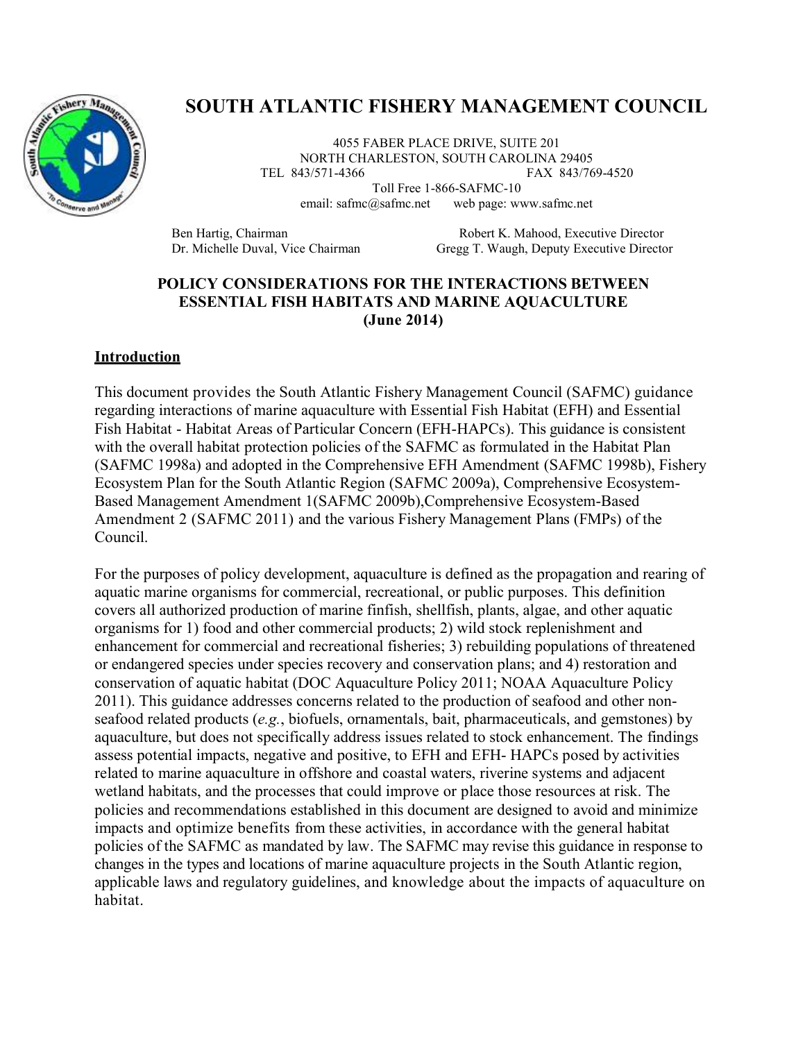# SOUTH ATLANTIC FISHERY MANAGEMENT COUNCIL

4055 FABER PLACE DRIVE, SUITE 201
NORTH CHARLESTON, SOUTH CAROLINA 29405
TEL 843/571-4366 FAX 843/769-4520
Toll Free 1-866-SAFMC-10
email: safmc@safmc.net web page: www.safmc.net

Ben Hartig, Chairman
Dr. Michelle Duval, Vice Chairman

Robert K. Mahood, Executive Director
Gregg T. Waugh, Deputy Executive Director

## POLICY CONSIDERATIONS FOR THE INTERACTIONS BETWEEN ESSENTIAL FISH HABITATS AND MARINE AQUACULTURE (June 2014)

### Introduction

This document provides the South Atlantic Fishery Management Council (SAFMC) guidance regarding interactions of marine aquaculture with Essential Fish Habitat (EFH) and Essential Fish Habitat - Habitat Areas of Particular Concern (EFH-HAPCs). This guidance is consistent with the overall habitat protection policies of the SAFMC as formulated in the Habitat Plan (SAFMC 1998a) and adopted in the Comprehensive EFH Amendment (SAFMC 1998b), Fishery Ecosystem Plan for the South Atlantic Region (SAFMC 2009a), Comprehensive Ecosystem-Based Management Amendment 1(SAFMC 2009b),Comprehensive Ecosystem-Based Amendment 2 (SAFMC 2011) and the various Fishery Management Plans (FMPs) of the Council.

For the purposes of policy development, aquaculture is defined as the propagation and rearing of aquatic marine organisms for commercial, recreational, or public purposes. This definition covers all authorized production of marine finfish, shellfish, plants, algae, and other aquatic organisms for 1) food and other commercial products; 2) wild stock replenishment and enhancement for commercial and recreational fisheries; 3) rebuilding populations of threatened or endangered species under species recovery and conservation plans; and 4) restoration and conservation of aquatic habitat (DOC Aquaculture Policy 2011; NOAA Aquaculture Policy 2011). This guidance addresses concerns related to the production of seafood and other non-seafood related products (*e.g.*, biofuels, ornamentals, bait, pharmaceuticals, and gemstones) by aquaculture, but does not specifically address issues related to stock enhancement. The findings assess potential impacts, negative and positive, to EFH and EFH- HAPCs posed by activities related to marine aquaculture in offshore and coastal waters, riverine systems and adjacent wetland habitats, and the processes that could improve or place those resources at risk. The policies and recommendations established in this document are designed to avoid and minimize impacts and optimize benefits from these activities, in accordance with the general habitat policies of the SAFMC as mandated by law. The SAFMC may revise this guidance in response to changes in the types and locations of marine aquaculture projects in the South Atlantic region, applicable laws and regulatory guidelines, and knowledge about the impacts of aquaculture on habitat.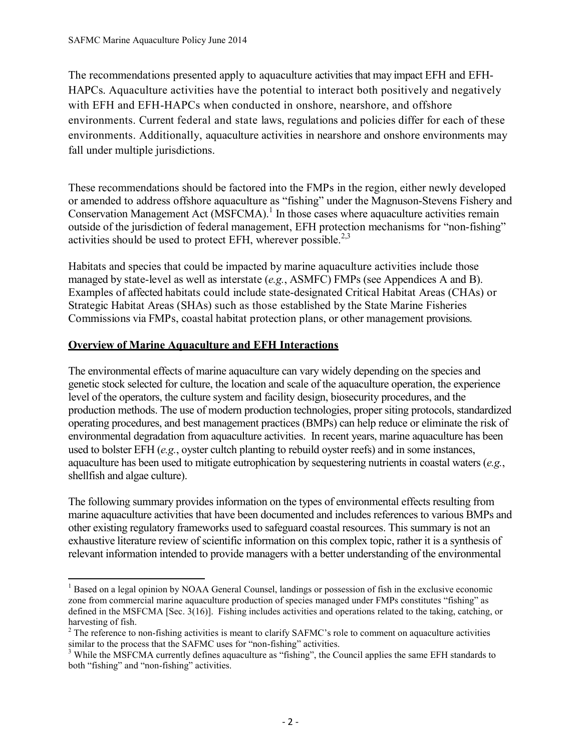The recommendations presented apply to aquaculture activities that may impact EFH and EFH-HAPCs. Aquaculture activities have the potential to interact both positively and negatively with EFH and EFH-HAPCs when conducted in onshore, nearshore, and offshore environments. Current federal and state laws, regulations and policies differ for each of these environments. Additionally, aquaculture activities in nearshore and onshore environments may fall under multiple jurisdictions.

These recommendations should be factored into the FMPs in the region, either newly developed or amended to address offshore aquaculture as "fishing" under the Magnuson-Stevens Fishery and Conservation Management Act (MSFCMA).[1] In those cases where aquaculture activities remain outside of the jurisdiction of federal management, EFH protection mechanisms for "non-fishing" activities should be used to protect EFH, wherever possible.[2,3]

Habitats and species that could be impacted by marine aquaculture activities include those managed by state-level as well as interstate (*e.g.*, ASMFC) FMPs (see Appendices A and B). Examples of affected habitats could include state-designated Critical Habitat Areas (CHAs) or Strategic Habitat Areas (SHAs) such as those established by the State Marine Fisheries Commissions via FMPs, coastal habitat protection plans, or other management provisions.

## Overview of Marine Aquaculture and EFH Interactions

The environmental effects of marine aquaculture can vary widely depending on the species and genetic stock selected for culture, the location and scale of the aquaculture operation, the experience level of the operators, the culture system and facility design, biosecurity procedures, and the production methods. The use of modern production technologies, proper siting protocols, standardized operating procedures, and best management practices (BMPs) can help reduce or eliminate the risk of environmental degradation from aquaculture activities. In recent years, marine aquaculture has been used to bolster EFH (*e.g.*, oyster cultch planting to rebuild oyster reefs) and in some instances, aquaculture has been used to mitigate eutrophication by sequestering nutrients in coastal waters (*e.g.*, shellfish and algae culture).

The following summary provides information on the types of environmental effects resulting from marine aquaculture activities that have been documented and includes references to various BMPs and other existing regulatory frameworks used to safeguard coastal resources. This summary is not an exhaustive literature review of scientific information on this complex topic, rather it is a synthesis of relevant information intended to provide managers with a better understanding of the environmental

---

[1] Based on a legal opinion by NOAA General Counsel, landings or possession of fish in the exclusive economic zone from commercial marine aquaculture production of species managed under FMPs constitutes "fishing" as defined in the MSFCMA [Sec. 3(16)]. Fishing includes activities and operations related to the taking, catching, or harvesting of fish.

[2] The reference to non-fishing activities is meant to clarify SAFMC's role to comment on aquaculture activities similar to the process that the SAFMC uses for "non-fishing" activities.

[3] While the MSFCMA currently defines aquaculture as "fishing", the Council applies the same EFH standards to both "fishing" and "non-fishing" activities.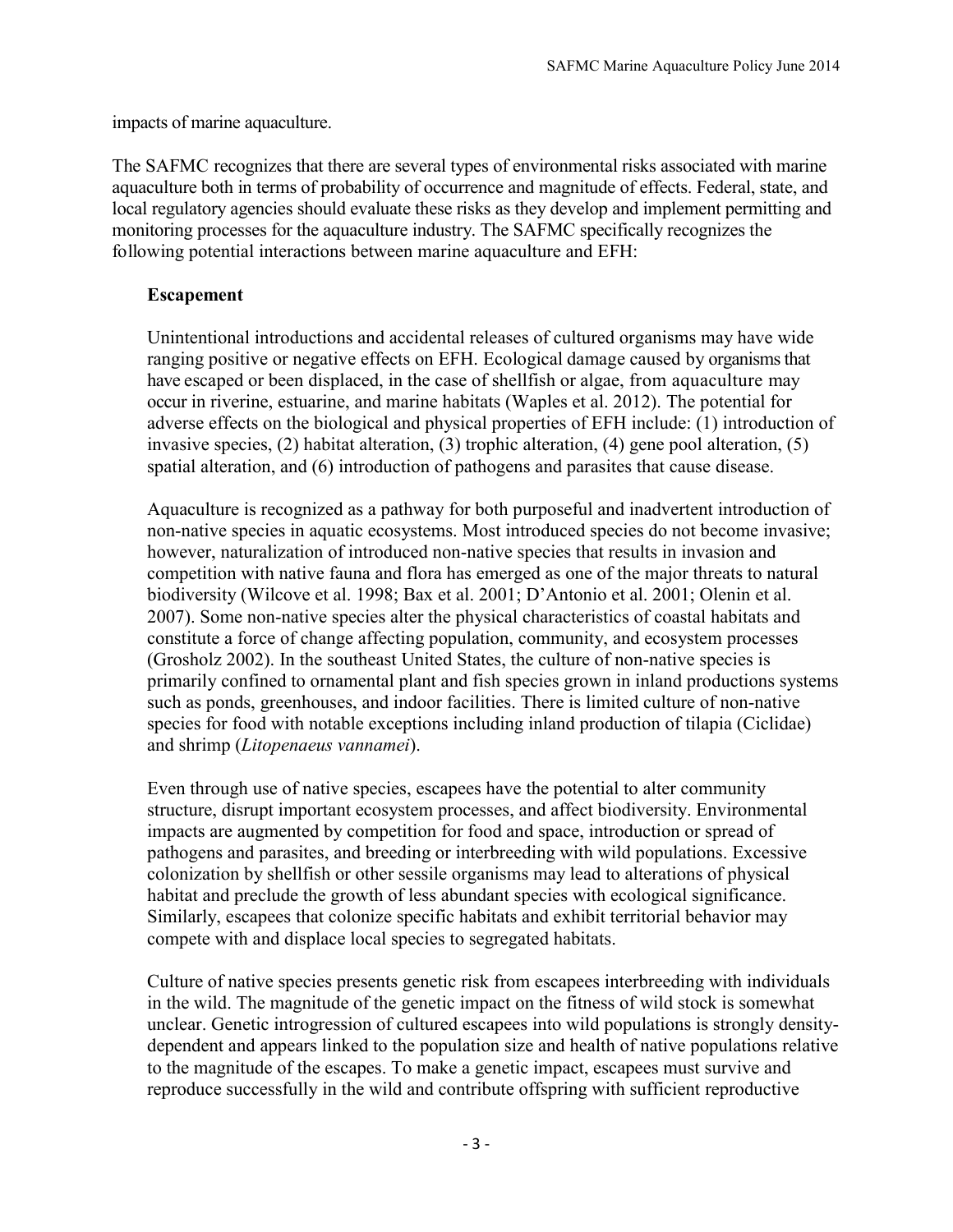impacts of marine aquaculture.

The SAFMC recognizes that there are several types of environmental risks associated with marine aquaculture both in terms of probability of occurrence and magnitude of effects. Federal, state, and local regulatory agencies should evaluate these risks as they develop and implement permitting and monitoring processes for the aquaculture industry. The SAFMC specifically recognizes the following potential interactions between marine aquaculture and EFH:

**Escapement**

Unintentional introductions and accidental releases of cultured organisms may have wide ranging positive or negative effects on EFH. Ecological damage caused by organisms that have escaped or been displaced, in the case of shellfish or algae, from aquaculture may occur in riverine, estuarine, and marine habitats (Waples et al. 2012). The potential for adverse effects on the biological and physical properties of EFH include: (1) introduction of invasive species, (2) habitat alteration, (3) trophic alteration, (4) gene pool alteration, (5) spatial alteration, and (6) introduction of pathogens and parasites that cause disease.

Aquaculture is recognized as a pathway for both purposeful and inadvertent introduction of non-native species in aquatic ecosystems. Most introduced species do not become invasive; however, naturalization of introduced non-native species that results in invasion and competition with native fauna and flora has emerged as one of the major threats to natural biodiversity (Wilcove et al. 1998; Bax et al. 2001; D'Antonio et al. 2001; Olenin et al. 2007). Some non-native species alter the physical characteristics of coastal habitats and constitute a force of change affecting population, community, and ecosystem processes (Grosholz 2002). In the southeast United States, the culture of non-native species is primarily confined to ornamental plant and fish species grown in inland productions systems such as ponds, greenhouses, and indoor facilities. There is limited culture of non-native species for food with notable exceptions including inland production of tilapia (Ciclidae) and shrimp (*Litopenaeus vannamei*).

Even through use of native species, escapees have the potential to alter community structure, disrupt important ecosystem processes, and affect biodiversity. Environmental impacts are augmented by competition for food and space, introduction or spread of pathogens and parasites, and breeding or interbreeding with wild populations. Excessive colonization by shellfish or other sessile organisms may lead to alterations of physical habitat and preclude the growth of less abundant species with ecological significance. Similarly, escapees that colonize specific habitats and exhibit territorial behavior may compete with and displace local species to segregated habitats.

Culture of native species presents genetic risk from escapees interbreeding with individuals in the wild. The magnitude of the genetic impact on the fitness of wild stock is somewhat unclear. Genetic introgression of cultured escapees into wild populations is strongly density-dependent and appears linked to the population size and health of native populations relative to the magnitude of the escapes. To make a genetic impact, escapees must survive and reproduce successfully in the wild and contribute offspring with sufficient reproductive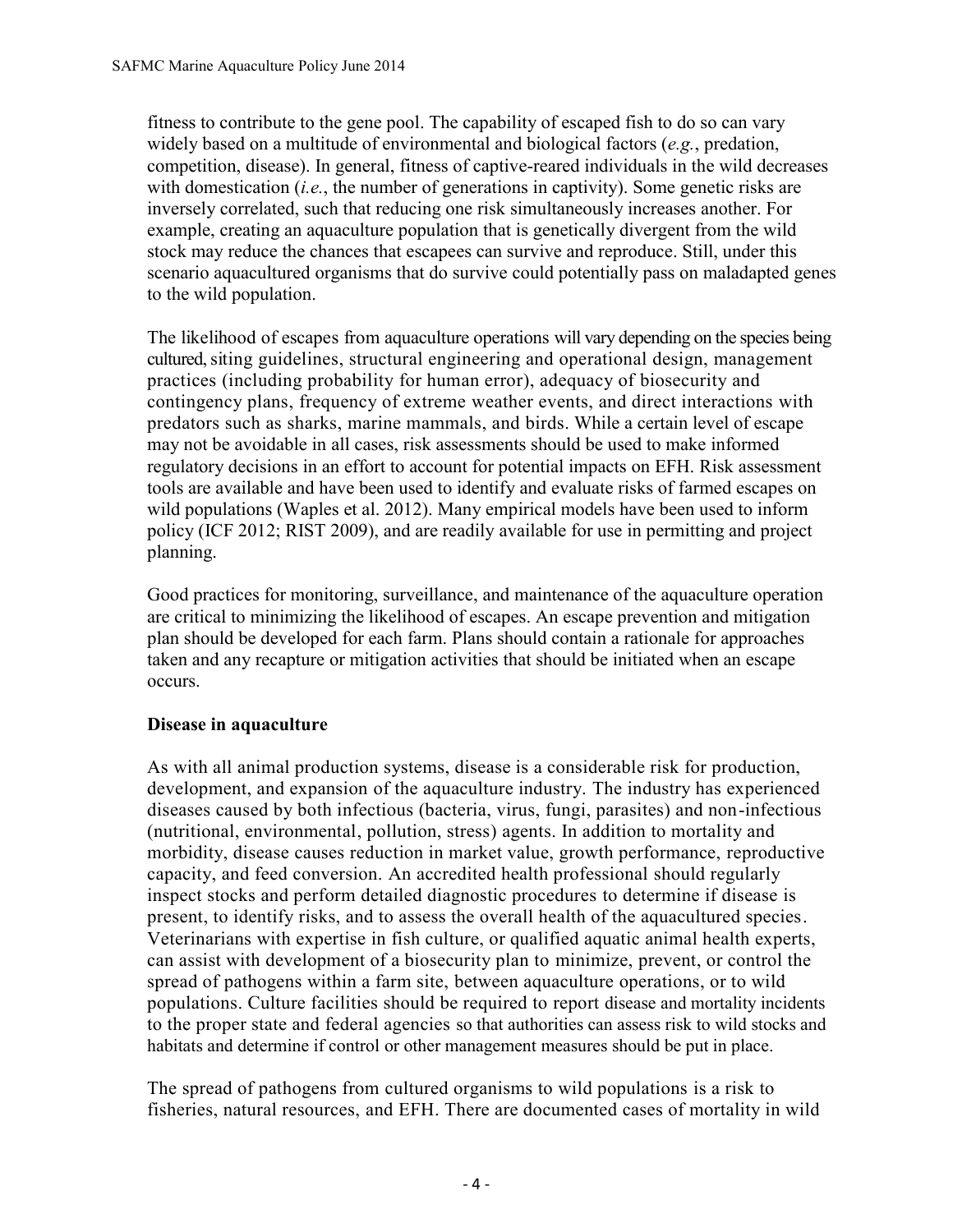fitness to contribute to the gene pool. The capability of escaped fish to do so can vary widely based on a multitude of environmental and biological factors (*e.g.*, predation, competition, disease). In general, fitness of captive-reared individuals in the wild decreases with domestication (*i.e.*, the number of generations in captivity). Some genetic risks are inversely correlated, such that reducing one risk simultaneously increases another. For example, creating an aquaculture population that is genetically divergent from the wild stock may reduce the chances that escapees can survive and reproduce. Still, under this scenario aquacultured organisms that do survive could potentially pass on maladapted genes to the wild population.

The likelihood of escapes from aquaculture operations will vary depending on the species being cultured, siting guidelines, structural engineering and operational design, management practices (including probability for human error), adequacy of biosecurity and contingency plans, frequency of extreme weather events, and direct interactions with predators such as sharks, marine mammals, and birds. While a certain level of escape may not be avoidable in all cases, risk assessments should be used to make informed regulatory decisions in an effort to account for potential impacts on EFH. Risk assessment tools are available and have been used to identify and evaluate risks of farmed escapes on wild populations (Waples et al. 2012). Many empirical models have been used to inform policy (ICF 2012; RIST 2009), and are readily available for use in permitting and project planning.

Good practices for monitoring, surveillance, and maintenance of the aquaculture operation are critical to minimizing the likelihood of escapes. An escape prevention and mitigation plan should be developed for each farm. Plans should contain a rationale for approaches taken and any recapture or mitigation activities that should be initiated when an escape occurs.

**Disease in aquaculture**

As with all animal production systems, disease is a considerable risk for production, development, and expansion of the aquaculture industry. The industry has experienced diseases caused by both infectious (bacteria, virus, fungi, parasites) and non-infectious (nutritional, environmental, pollution, stress) agents. In addition to mortality and morbidity, disease causes reduction in market value, growth performance, reproductive capacity, and feed conversion. An accredited health professional should regularly inspect stocks and perform detailed diagnostic procedures to determine if disease is present, to identify risks, and to assess the overall health of the aquacultured species. Veterinarians with expertise in fish culture, or qualified aquatic animal health experts, can assist with development of a biosecurity plan to minimize, prevent, or control the spread of pathogens within a farm site, between aquaculture operations, or to wild populations. Culture facilities should be required to report disease and mortality incidents to the proper state and federal agencies so that authorities can assess risk to wild stocks and habitats and determine if control or other management measures should be put in place.

The spread of pathogens from cultured organisms to wild populations is a risk to fisheries, natural resources, and EFH. There are documented cases of mortality in wild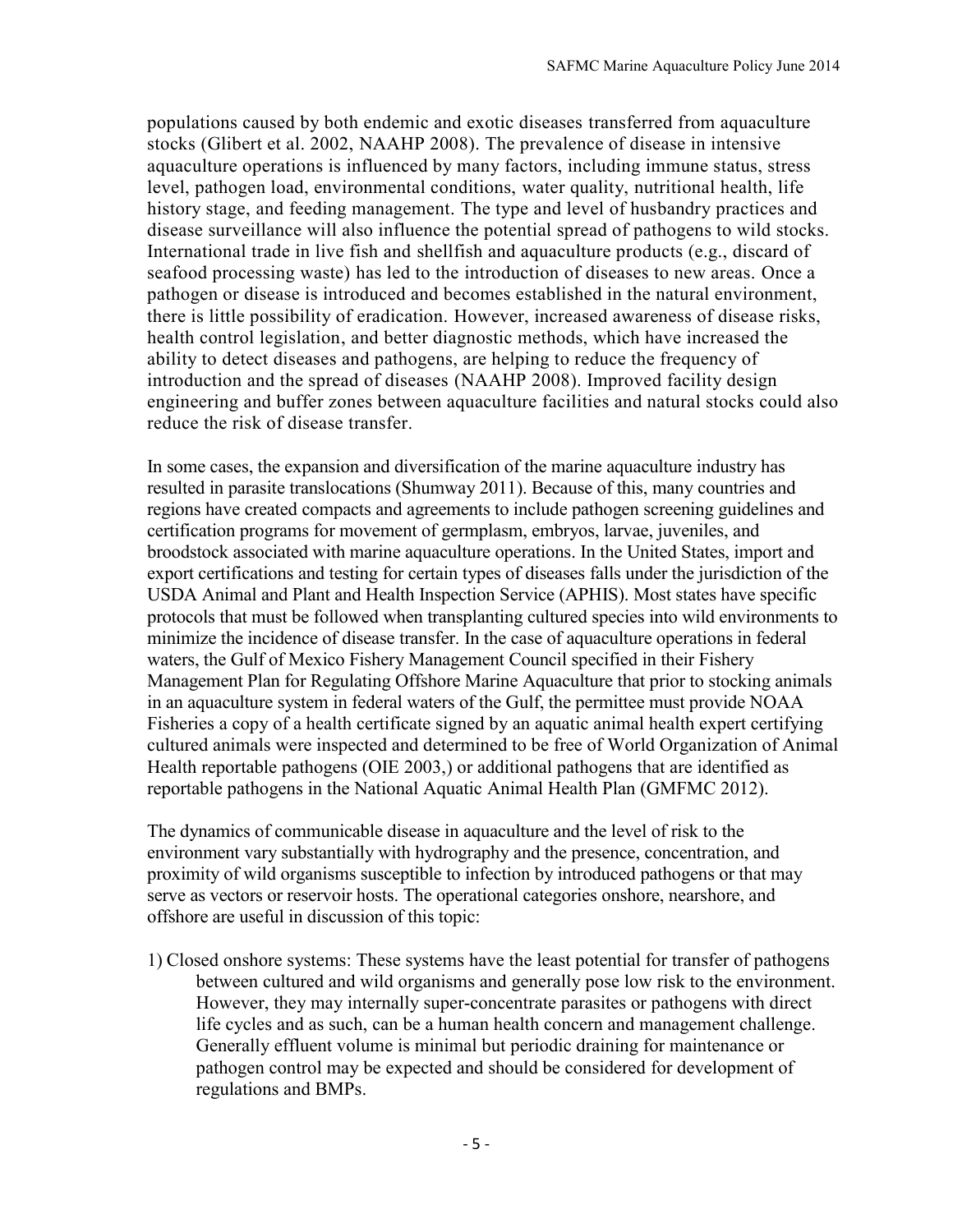populations caused by both endemic and exotic diseases transferred from aquaculture stocks (Glibert et al. 2002, NAAHP 2008). The prevalence of disease in intensive aquaculture operations is influenced by many factors, including immune status, stress level, pathogen load, environmental conditions, water quality, nutritional health, life history stage, and feeding management. The type and level of husbandry practices and disease surveillance will also influence the potential spread of pathogens to wild stocks. International trade in live fish and shellfish and aquaculture products (e.g., discard of seafood processing waste) has led to the introduction of diseases to new areas. Once a pathogen or disease is introduced and becomes established in the natural environment, there is little possibility of eradication. However, increased awareness of disease risks, health control legislation, and better diagnostic methods, which have increased the ability to detect diseases and pathogens, are helping to reduce the frequency of introduction and the spread of diseases (NAAHP 2008). Improved facility design engineering and buffer zones between aquaculture facilities and natural stocks could also reduce the risk of disease transfer.

In some cases, the expansion and diversification of the marine aquaculture industry has resulted in parasite translocations (Shumway 2011). Because of this, many countries and regions have created compacts and agreements to include pathogen screening guidelines and certification programs for movement of germplasm, embryos, larvae, juveniles, and broodstock associated with marine aquaculture operations. In the United States, import and export certifications and testing for certain types of diseases falls under the jurisdiction of the USDA Animal and Plant and Health Inspection Service (APHIS). Most states have specific protocols that must be followed when transplanting cultured species into wild environments to minimize the incidence of disease transfer. In the case of aquaculture operations in federal waters, the Gulf of Mexico Fishery Management Council specified in their Fishery Management Plan for Regulating Offshore Marine Aquaculture that prior to stocking animals in an aquaculture system in federal waters of the Gulf, the permittee must provide NOAA Fisheries a copy of a health certificate signed by an aquatic animal health expert certifying cultured animals were inspected and determined to be free of World Organization of Animal Health reportable pathogens (OIE 2003,) or additional pathogens that are identified as reportable pathogens in the National Aquatic Animal Health Plan (GMFMC 2012).

The dynamics of communicable disease in aquaculture and the level of risk to the environment vary substantially with hydrography and the presence, concentration, and proximity of wild organisms susceptible to infection by introduced pathogens or that may serve as vectors or reservoir hosts. The operational categories onshore, nearshore, and offshore are useful in discussion of this topic:

1) Closed onshore systems: These systems have the least potential for transfer of pathogens between cultured and wild organisms and generally pose low risk to the environment. However, they may internally super-concentrate parasites or pathogens with direct life cycles and as such, can be a human health concern and management challenge. Generally effluent volume is minimal but periodic draining for maintenance or pathogen control may be expected and should be considered for development of regulations and BMPs.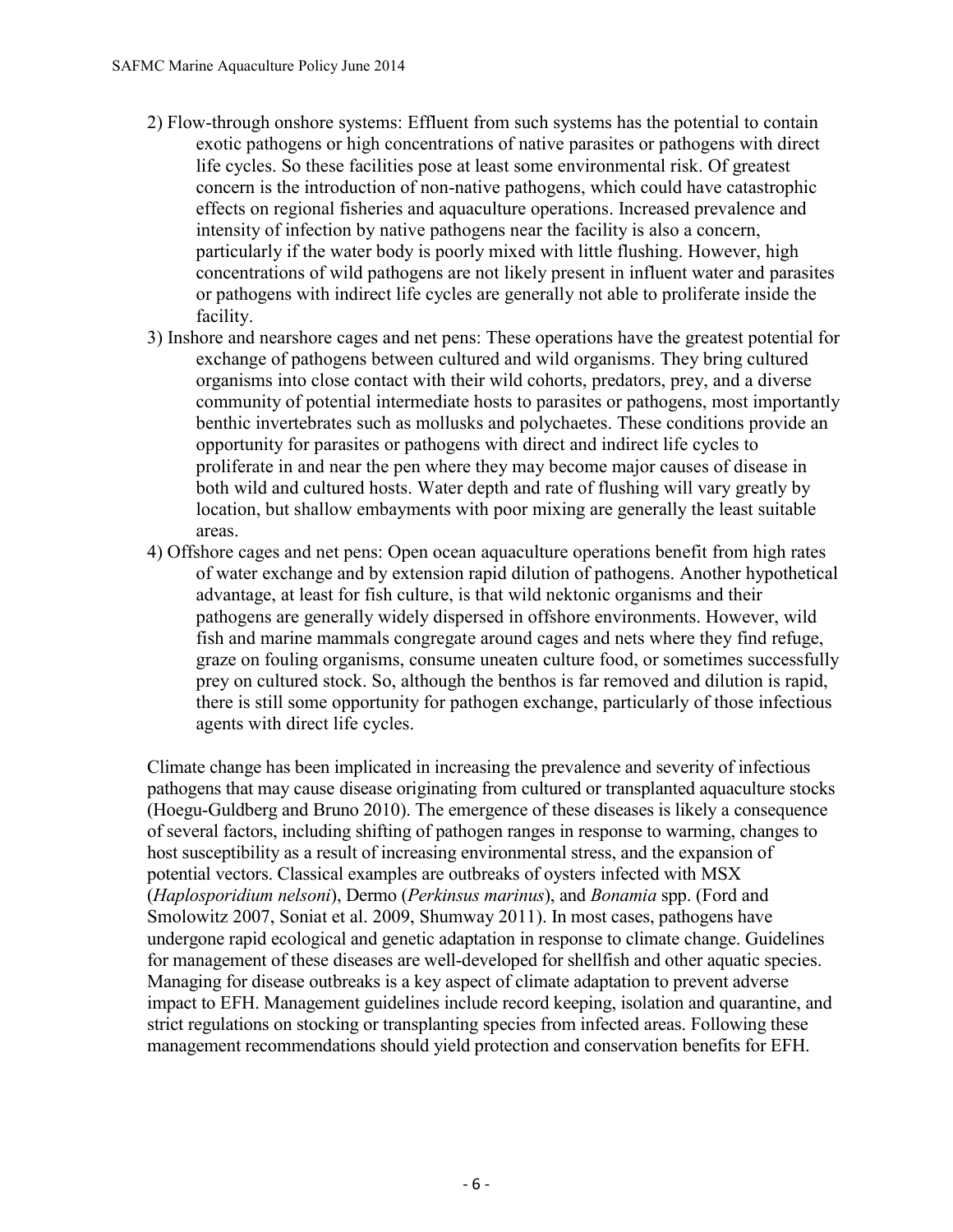2) Flow-through onshore systems: Effluent from such systems has the potential to contain exotic pathogens or high concentrations of native parasites or pathogens with direct life cycles. So these facilities pose at least some environmental risk. Of greatest concern is the introduction of non-native pathogens, which could have catastrophic effects on regional fisheries and aquaculture operations. Increased prevalence and intensity of infection by native pathogens near the facility is also a concern, particularly if the water body is poorly mixed with little flushing. However, high concentrations of wild pathogens are not likely present in influent water and parasites or pathogens with indirect life cycles are generally not able to proliferate inside the facility.

3) Inshore and nearshore cages and net pens: These operations have the greatest potential for exchange of pathogens between cultured and wild organisms. They bring cultured organisms into close contact with their wild cohorts, predators, prey, and a diverse community of potential intermediate hosts to parasites or pathogens, most importantly benthic invertebrates such as mollusks and polychaetes. These conditions provide an opportunity for parasites or pathogens with direct and indirect life cycles to proliferate in and near the pen where they may become major causes of disease in both wild and cultured hosts. Water depth and rate of flushing will vary greatly by location, but shallow embayments with poor mixing are generally the least suitable areas.

4) Offshore cages and net pens: Open ocean aquaculture operations benefit from high rates of water exchange and by extension rapid dilution of pathogens. Another hypothetical advantage, at least for fish culture, is that wild nektonic organisms and their pathogens are generally widely dispersed in offshore environments. However, wild fish and marine mammals congregate around cages and nets where they find refuge, graze on fouling organisms, consume uneaten culture food, or sometimes successfully prey on cultured stock. So, although the benthos is far removed and dilution is rapid, there is still some opportunity for pathogen exchange, particularly of those infectious agents with direct life cycles.

Climate change has been implicated in increasing the prevalence and severity of infectious pathogens that may cause disease originating from cultured or transplanted aquaculture stocks (Hoegu-Guldberg and Bruno 2010). The emergence of these diseases is likely a consequence of several factors, including shifting of pathogen ranges in response to warming, changes to host susceptibility as a result of increasing environmental stress, and the expansion of potential vectors. Classical examples are outbreaks of oysters infected with MSX (*Haplosporidium nelsoni*), Dermo (*Perkinsus marinus*), and *Bonamia* spp. (Ford and Smolowitz 2007, Soniat et al. 2009, Shumway 2011). In most cases, pathogens have undergone rapid ecological and genetic adaptation in response to climate change. Guidelines for management of these diseases are well-developed for shellfish and other aquatic species. Managing for disease outbreaks is a key aspect of climate adaptation to prevent adverse impact to EFH. Management guidelines include record keeping, isolation and quarantine, and strict regulations on stocking or transplanting species from infected areas. Following these management recommendations should yield protection and conservation benefits for EFH.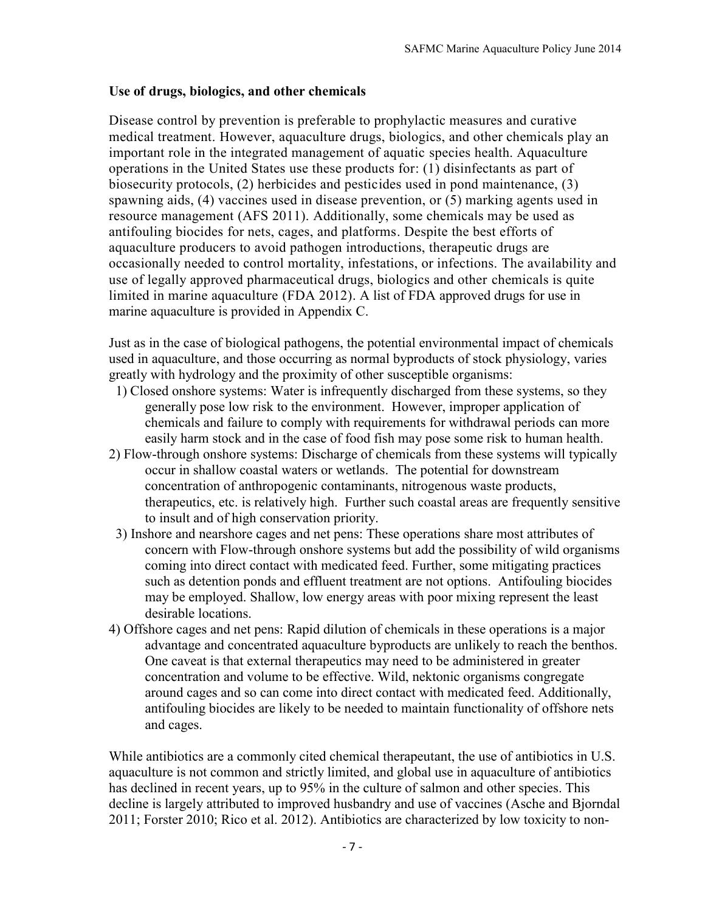**Use of drugs, biologics, and other chemicals**

Disease control by prevention is preferable to prophylactic measures and curative medical treatment. However, aquaculture drugs, biologics, and other chemicals play an important role in the integrated management of aquatic species health. Aquaculture operations in the United States use these products for: (1) disinfectants as part of biosecurity protocols, (2) herbicides and pesticides used in pond maintenance, (3) spawning aids, (4) vaccines used in disease prevention, or (5) marking agents used in resource management (AFS 2011). Additionally, some chemicals may be used as antifouling biocides for nets, cages, and platforms. Despite the best efforts of aquaculture producers to avoid pathogen introductions, therapeutic drugs are occasionally needed to control mortality, infestations, or infections. The availability and use of legally approved pharmaceutical drugs, biologics and other chemicals is quite limited in marine aquaculture (FDA 2012). A list of FDA approved drugs for use in marine aquaculture is provided in Appendix C.

Just as in the case of biological pathogens, the potential environmental impact of chemicals used in aquaculture, and those occurring as normal byproducts of stock physiology, varies greatly with hydrology and the proximity of other susceptible organisms:

1) Closed onshore systems: Water is infrequently discharged from these systems, so they generally pose low risk to the environment. However, improper application of chemicals and failure to comply with requirements for withdrawal periods can more easily harm stock and in the case of food fish may pose some risk to human health.
2) Flow-through onshore systems: Discharge of chemicals from these systems will typically occur in shallow coastal waters or wetlands. The potential for downstream concentration of anthropogenic contaminants, nitrogenous waste products, therapeutics, etc. is relatively high. Further such coastal areas are frequently sensitive to insult and of high conservation priority.
3) Inshore and nearshore cages and net pens: These operations share most attributes of concern with Flow-through onshore systems but add the possibility of wild organisms coming into direct contact with medicated feed. Further, some mitigating practices such as detention ponds and effluent treatment are not options. Antifouling biocides may be employed. Shallow, low energy areas with poor mixing represent the least desirable locations.
4) Offshore cages and net pens: Rapid dilution of chemicals in these operations is a major advantage and concentrated aquaculture byproducts are unlikely to reach the benthos. One caveat is that external therapeutics may need to be administered in greater concentration and volume to be effective. Wild, nektonic organisms congregate around cages and so can come into direct contact with medicated feed. Additionally, antifouling biocides are likely to be needed to maintain functionality of offshore nets and cages.

While antibiotics are a commonly cited chemical therapeutant, the use of antibiotics in U.S. aquaculture is not common and strictly limited, and global use in aquaculture of antibiotics has declined in recent years, up to 95% in the culture of salmon and other species. This decline is largely attributed to improved husbandry and use of vaccines (Asche and Bjorndal 2011; Forster 2010; Rico et al. 2012). Antibiotics are characterized by low toxicity to non-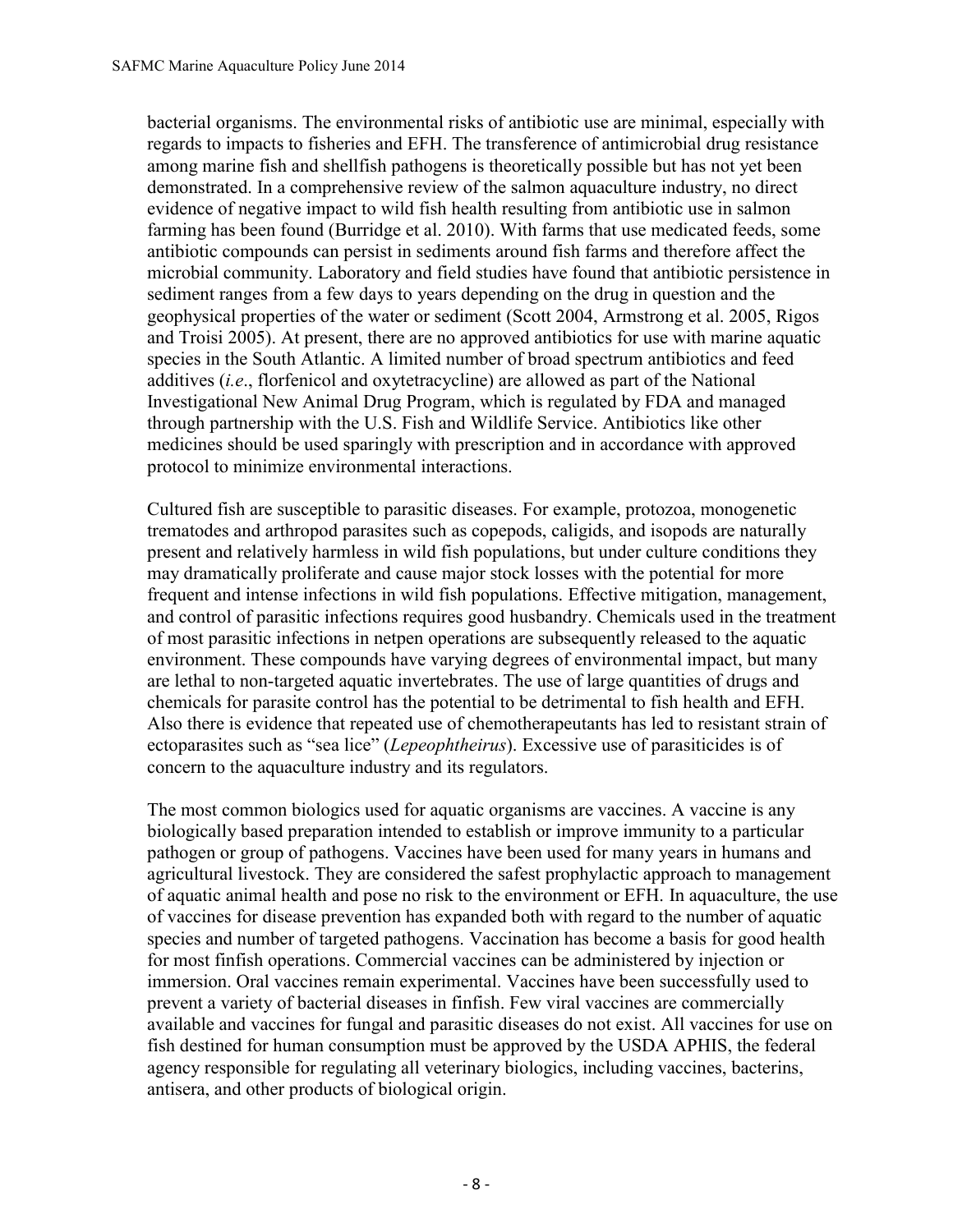bacterial organisms. The environmental risks of antibiotic use are minimal, especially with regards to impacts to fisheries and EFH. The transference of antimicrobial drug resistance among marine fish and shellfish pathogens is theoretically possible but has not yet been demonstrated. In a comprehensive review of the salmon aquaculture industry, no direct evidence of negative impact to wild fish health resulting from antibiotic use in salmon farming has been found (Burridge et al. 2010). With farms that use medicated feeds, some antibiotic compounds can persist in sediments around fish farms and therefore affect the microbial community. Laboratory and field studies have found that antibiotic persistence in sediment ranges from a few days to years depending on the drug in question and the geophysical properties of the water or sediment (Scott 2004, Armstrong et al. 2005, Rigos and Troisi 2005). At present, there are no approved antibiotics for use with marine aquatic species in the South Atlantic. A limited number of broad spectrum antibiotics and feed additives (*i.e*., florfenicol and oxytetracycline) are allowed as part of the National Investigational New Animal Drug Program, which is regulated by FDA and managed through partnership with the U.S. Fish and Wildlife Service. Antibiotics like other medicines should be used sparingly with prescription and in accordance with approved protocol to minimize environmental interactions.

Cultured fish are susceptible to parasitic diseases. For example, protozoa, monogenetic trematodes and arthropod parasites such as copepods, caligids, and isopods are naturally present and relatively harmless in wild fish populations, but under culture conditions they may dramatically proliferate and cause major stock losses with the potential for more frequent and intense infections in wild fish populations. Effective mitigation, management, and control of parasitic infections requires good husbandry. Chemicals used in the treatment of most parasitic infections in netpen operations are subsequently released to the aquatic environment. These compounds have varying degrees of environmental impact, but many are lethal to non-targeted aquatic invertebrates. The use of large quantities of drugs and chemicals for parasite control has the potential to be detrimental to fish health and EFH. Also there is evidence that repeated use of chemotherapeutants has led to resistant strain of ectoparasites such as "sea lice" (*Lepeophtheirus*). Excessive use of parasiticides is of concern to the aquaculture industry and its regulators.

The most common biologics used for aquatic organisms are vaccines. A vaccine is any biologically based preparation intended to establish or improve immunity to a particular pathogen or group of pathogens. Vaccines have been used for many years in humans and agricultural livestock. They are considered the safest prophylactic approach to management of aquatic animal health and pose no risk to the environment or EFH. In aquaculture, the use of vaccines for disease prevention has expanded both with regard to the number of aquatic species and number of targeted pathogens. Vaccination has become a basis for good health for most finfish operations. Commercial vaccines can be administered by injection or immersion. Oral vaccines remain experimental. Vaccines have been successfully used to prevent a variety of bacterial diseases in finfish. Few viral vaccines are commercially available and vaccines for fungal and parasitic diseases do not exist. All vaccines for use on fish destined for human consumption must be approved by the USDA APHIS, the federal agency responsible for regulating all veterinary biologics, including vaccines, bacterins, antisera, and other products of biological origin.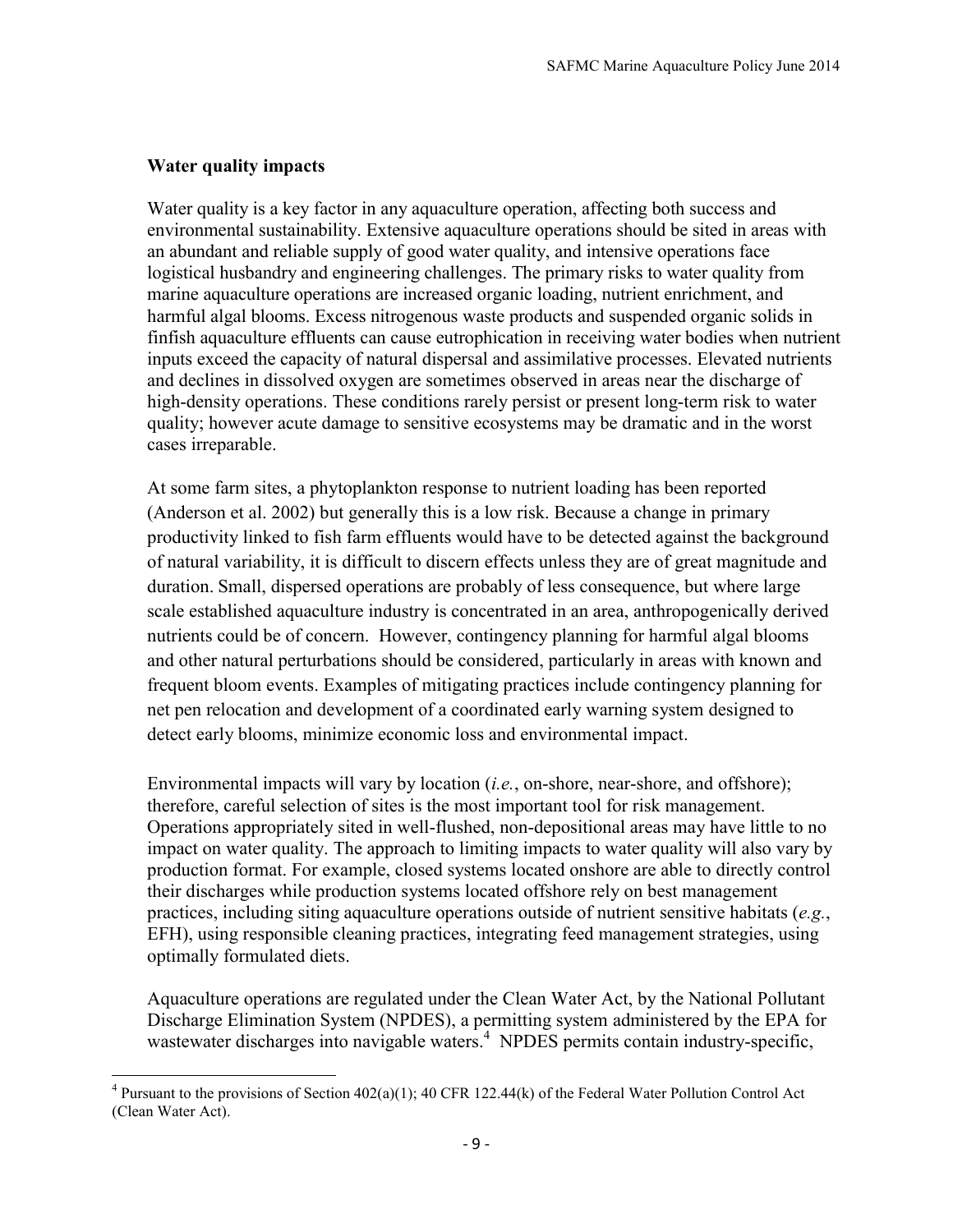**Water quality impacts**

Water quality is a key factor in any aquaculture operation, affecting both success and environmental sustainability. Extensive aquaculture operations should be sited in areas with an abundant and reliable supply of good water quality, and intensive operations face logistical husbandry and engineering challenges. The primary risks to water quality from marine aquaculture operations are increased organic loading, nutrient enrichment, and harmful algal blooms. Excess nitrogenous waste products and suspended organic solids in finfish aquaculture effluents can cause eutrophication in receiving water bodies when nutrient inputs exceed the capacity of natural dispersal and assimilative processes. Elevated nutrients and declines in dissolved oxygen are sometimes observed in areas near the discharge of high-density operations. These conditions rarely persist or present long-term risk to water quality; however acute damage to sensitive ecosystems may be dramatic and in the worst cases irreparable.

At some farm sites, a phytoplankton response to nutrient loading has been reported (Anderson et al. 2002) but generally this is a low risk. Because a change in primary productivity linked to fish farm effluents would have to be detected against the background of natural variability, it is difficult to discern effects unless they are of great magnitude and duration. Small, dispersed operations are probably of less consequence, but where large scale established aquaculture industry is concentrated in an area, anthropogenically derived nutrients could be of concern. However, contingency planning for harmful algal blooms and other natural perturbations should be considered, particularly in areas with known and frequent bloom events. Examples of mitigating practices include contingency planning for net pen relocation and development of a coordinated early warning system designed to detect early blooms, minimize economic loss and environmental impact.

Environmental impacts will vary by location (*i.e.*, on-shore, near-shore, and offshore); therefore, careful selection of sites is the most important tool for risk management. Operations appropriately sited in well-flushed, non-depositional areas may have little to no impact on water quality. The approach to limiting impacts to water quality will also vary by production format. For example, closed systems located onshore are able to directly control their discharges while production systems located offshore rely on best management practices, including siting aquaculture operations outside of nutrient sensitive habitats (*e.g.*, EFH), using responsible cleaning practices, integrating feed management strategies, using optimally formulated diets.

Aquaculture operations are regulated under the Clean Water Act, by the National Pollutant Discharge Elimination System (NPDES), a permitting system administered by the EPA for wastewater discharges into navigable waters.[4] NPDES permits contain industry-specific,

[4] Pursuant to the provisions of Section 402(a)(1); 40 CFR 122.44(k) of the Federal Water Pollution Control Act (Clean Water Act).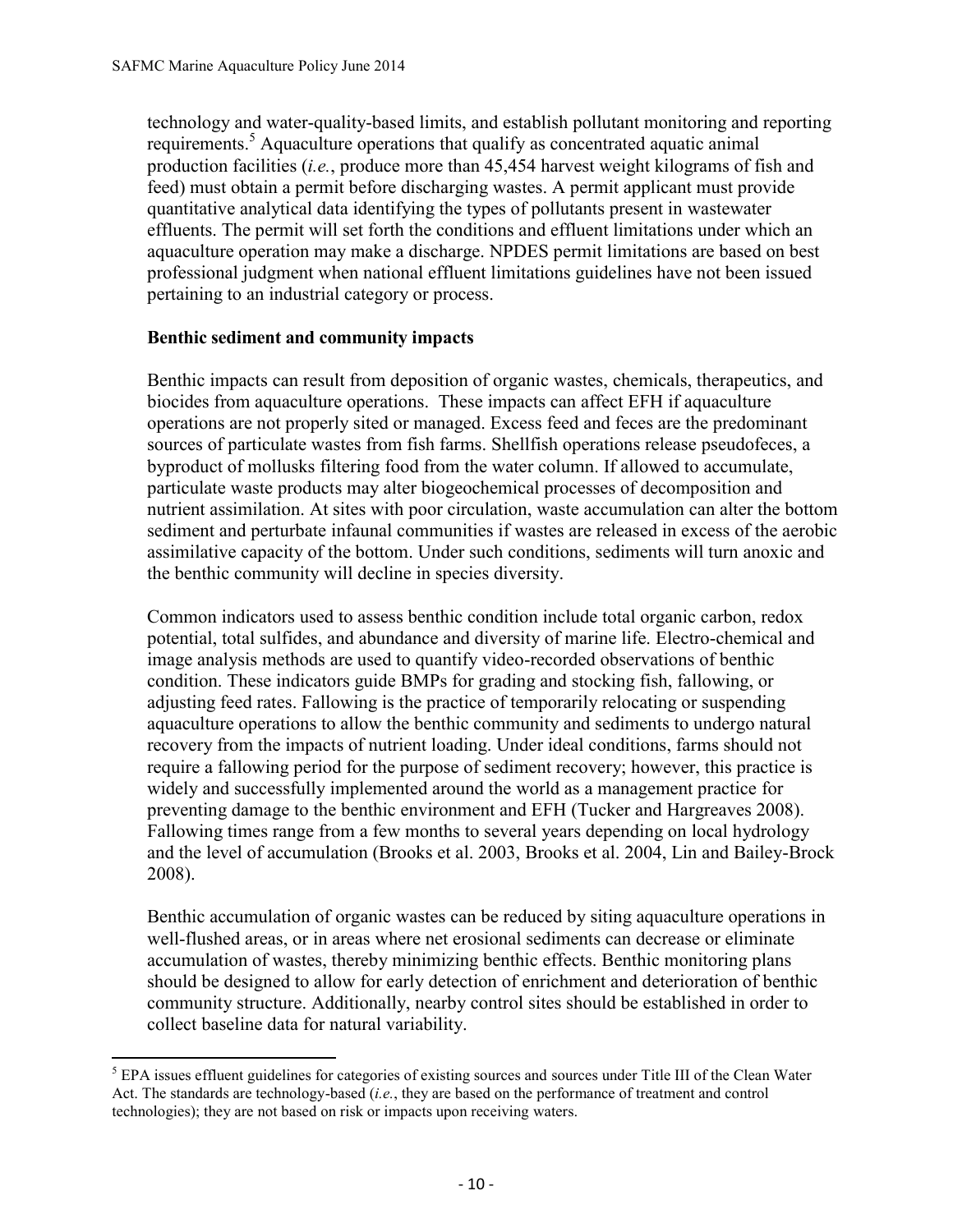technology and water-quality-based limits, and establish pollutant monitoring and reporting requirements.[5] Aquaculture operations that qualify as concentrated aquatic animal production facilities (*i.e.*, produce more than 45,454 harvest weight kilograms of fish and feed) must obtain a permit before discharging wastes. A permit applicant must provide quantitative analytical data identifying the types of pollutants present in wastewater effluents. The permit will set forth the conditions and effluent limitations under which an aquaculture operation may make a discharge. NPDES permit limitations are based on best professional judgment when national effluent limitations guidelines have not been issued pertaining to an industrial category or process.

**Benthic sediment and community impacts**

Benthic impacts can result from deposition of organic wastes, chemicals, therapeutics, and biocides from aquaculture operations. These impacts can affect EFH if aquaculture operations are not properly sited or managed. Excess feed and feces are the predominant sources of particulate wastes from fish farms. Shellfish operations release pseudofeces, a byproduct of mollusks filtering food from the water column. If allowed to accumulate, particulate waste products may alter biogeochemical processes of decomposition and nutrient assimilation. At sites with poor circulation, waste accumulation can alter the bottom sediment and perturbate infaunal communities if wastes are released in excess of the aerobic assimilative capacity of the bottom. Under such conditions, sediments will turn anoxic and the benthic community will decline in species diversity.

Common indicators used to assess benthic condition include total organic carbon, redox potential, total sulfides, and abundance and diversity of marine life. Electro-chemical and image analysis methods are used to quantify video-recorded observations of benthic condition. These indicators guide BMPs for grading and stocking fish, fallowing, or adjusting feed rates. Fallowing is the practice of temporarily relocating or suspending aquaculture operations to allow the benthic community and sediments to undergo natural recovery from the impacts of nutrient loading. Under ideal conditions, farms should not require a fallowing period for the purpose of sediment recovery; however, this practice is widely and successfully implemented around the world as a management practice for preventing damage to the benthic environment and EFH (Tucker and Hargreaves 2008). Fallowing times range from a few months to several years depending on local hydrology and the level of accumulation (Brooks et al. 2003, Brooks et al. 2004, Lin and Bailey-Brock 2008).

Benthic accumulation of organic wastes can be reduced by siting aquaculture operations in well-flushed areas, or in areas where net erosional sediments can decrease or eliminate accumulation of wastes, thereby minimizing benthic effects. Benthic monitoring plans should be designed to allow for early detection of enrichment and deterioration of benthic community structure. Additionally, nearby control sites should be established in order to collect baseline data for natural variability.

[5] EPA issues effluent guidelines for categories of existing sources and sources under Title III of the Clean Water Act. The standards are technology-based (*i.e.*, they are based on the performance of treatment and control technologies); they are not based on risk or impacts upon receiving waters.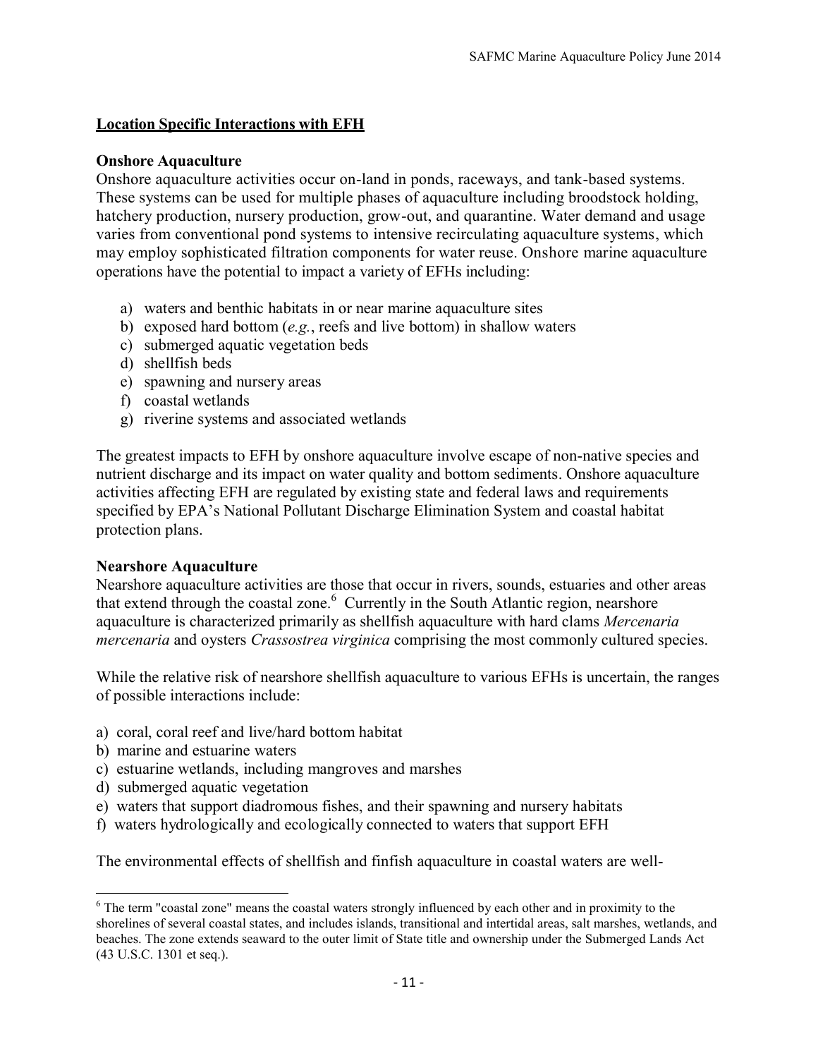## Location Specific Interactions with EFH

### Onshore Aquaculture

Onshore aquaculture activities occur on-land in ponds, raceways, and tank-based systems. These systems can be used for multiple phases of aquaculture including broodstock holding, hatchery production, nursery production, grow-out, and quarantine. Water demand and usage varies from conventional pond systems to intensive recirculating aquaculture systems, which may employ sophisticated filtration components for water reuse. Onshore marine aquaculture operations have the potential to impact a variety of EFHs including:

a) waters and benthic habitats in or near marine aquaculture sites
b) exposed hard bottom (*e.g.*, reefs and live bottom) in shallow waters
c) submerged aquatic vegetation beds
d) shellfish beds
e) spawning and nursery areas
f) coastal wetlands
g) riverine systems and associated wetlands

The greatest impacts to EFH by onshore aquaculture involve escape of non-native species and nutrient discharge and its impact on water quality and bottom sediments. Onshore aquaculture activities affecting EFH are regulated by existing state and federal laws and requirements specified by EPA's National Pollutant Discharge Elimination System and coastal habitat protection plans.

### Nearshore Aquaculture

Nearshore aquaculture activities are those that occur in rivers, sounds, estuaries and other areas that extend through the coastal zone.[6] Currently in the South Atlantic region, nearshore aquaculture is characterized primarily as shellfish aquaculture with hard clams *Mercenaria mercenaria* and oysters *Crassostrea virginica* comprising the most commonly cultured species.

While the relative risk of nearshore shellfish aquaculture to various EFHs is uncertain, the ranges of possible interactions include:

a) coral, coral reef and live/hard bottom habitat
b) marine and estuarine waters
c) estuarine wetlands, including mangroves and marshes
d) submerged aquatic vegetation
e) waters that support diadromous fishes, and their spawning and nursery habitats
f) waters hydrologically and ecologically connected to waters that support EFH

The environmental effects of shellfish and finfish aquaculture in coastal waters are well-

[6] The term "coastal zone" means the coastal waters strongly influenced by each other and in proximity to the shorelines of several coastal states, and includes islands, transitional and intertidal areas, salt marshes, wetlands, and beaches. The zone extends seaward to the outer limit of State title and ownership under the Submerged Lands Act (43 U.S.C. 1301 et seq.).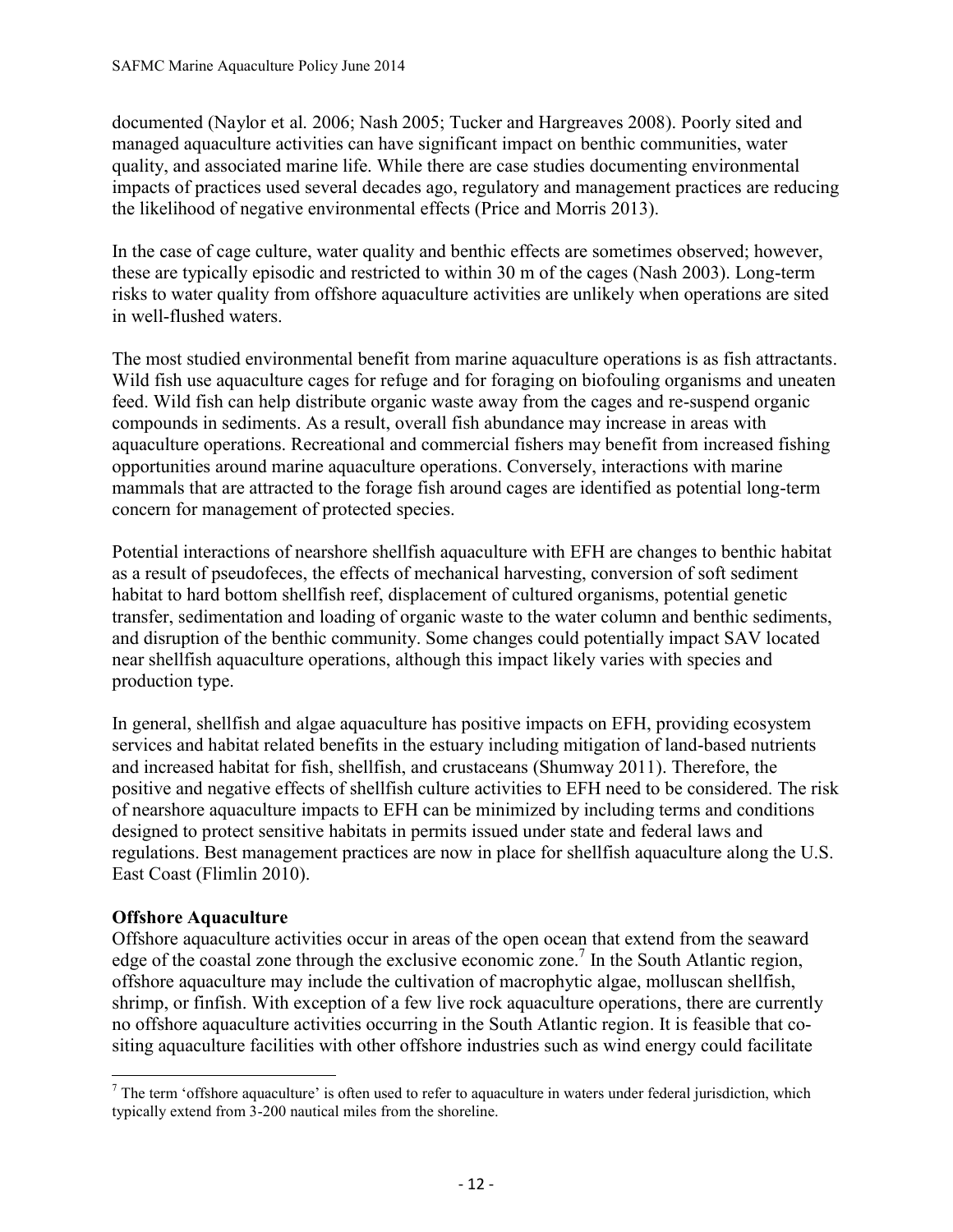documented (Naylor et al. 2006; Nash 2005; Tucker and Hargreaves 2008). Poorly sited and managed aquaculture activities can have significant impact on benthic communities, water quality, and associated marine life. While there are case studies documenting environmental impacts of practices used several decades ago, regulatory and management practices are reducing the likelihood of negative environmental effects (Price and Morris 2013).

In the case of cage culture, water quality and benthic effects are sometimes observed; however, these are typically episodic and restricted to within 30 m of the cages (Nash 2003). Long-term risks to water quality from offshore aquaculture activities are unlikely when operations are sited in well-flushed waters.

The most studied environmental benefit from marine aquaculture operations is as fish attractants. Wild fish use aquaculture cages for refuge and for foraging on biofouling organisms and uneaten feed. Wild fish can help distribute organic waste away from the cages and re-suspend organic compounds in sediments. As a result, overall fish abundance may increase in areas with aquaculture operations. Recreational and commercial fishers may benefit from increased fishing opportunities around marine aquaculture operations. Conversely, interactions with marine mammals that are attracted to the forage fish around cages are identified as potential long-term concern for management of protected species.

Potential interactions of nearshore shellfish aquaculture with EFH are changes to benthic habitat as a result of pseudofeces, the effects of mechanical harvesting, conversion of soft sediment habitat to hard bottom shellfish reef, displacement of cultured organisms, potential genetic transfer, sedimentation and loading of organic waste to the water column and benthic sediments, and disruption of the benthic community. Some changes could potentially impact SAV located near shellfish aquaculture operations, although this impact likely varies with species and production type.

In general, shellfish and algae aquaculture has positive impacts on EFH, providing ecosystem services and habitat related benefits in the estuary including mitigation of land-based nutrients and increased habitat for fish, shellfish, and crustaceans (Shumway 2011). Therefore, the positive and negative effects of shellfish culture activities to EFH need to be considered. The risk of nearshore aquaculture impacts to EFH can be minimized by including terms and conditions designed to protect sensitive habitats in permits issued under state and federal laws and regulations. Best management practices are now in place for shellfish aquaculture along the U.S. East Coast (Flimlin 2010).

**Offshore Aquaculture**

Offshore aquaculture activities occur in areas of the open ocean that extend from the seaward edge of the coastal zone through the exclusive economic zone.[7] In the South Atlantic region, offshore aquaculture may include the cultivation of macrophytic algae, molluscan shellfish, shrimp, or finfish. With exception of a few live rock aquaculture operations, there are currently no offshore aquaculture activities occurring in the South Atlantic region. It is feasible that co-siting aquaculture facilities with other offshore industries such as wind energy could facilitate

[7] The term 'offshore aquaculture' is often used to refer to aquaculture in waters under federal jurisdiction, which typically extend from 3-200 nautical miles from the shoreline.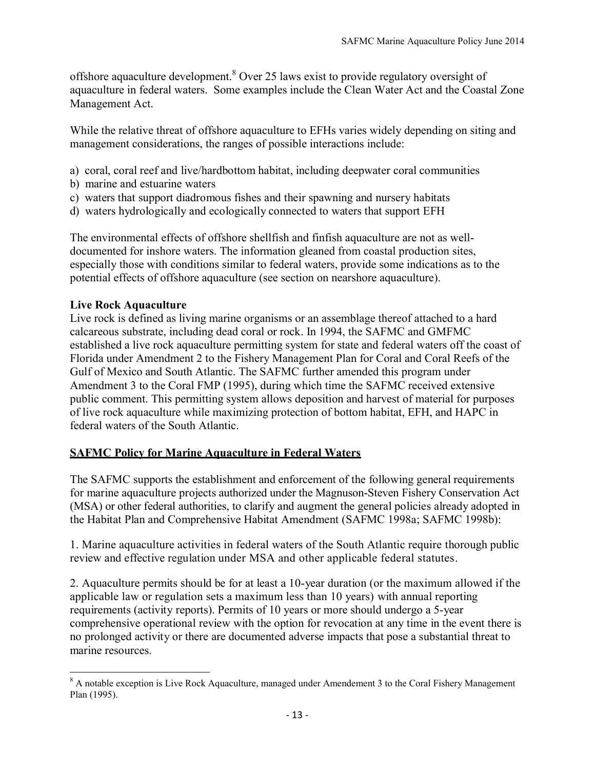offshore aquaculture development.[8] Over 25 laws exist to provide regulatory oversight of aquaculture in federal waters. Some examples include the Clean Water Act and the Coastal Zone Management Act.

While the relative threat of offshore aquaculture to EFHs varies widely depending on siting and management considerations, the ranges of possible interactions include:

a) coral, coral reef and live/hardbottom habitat, including deepwater coral communities
b) marine and estuarine waters
c) waters that support diadromous fishes and their spawning and nursery habitats
d) waters hydrologically and ecologically connected to waters that support EFH

The environmental effects of offshore shellfish and finfish aquaculture are not as well-documented for inshore waters. The information gleaned from coastal production sites, especially those with conditions similar to federal waters, provide some indications as to the potential effects of offshore aquaculture (see section on nearshore aquaculture).

**Live Rock Aquaculture**

Live rock is defined as living marine organisms or an assemblage thereof attached to a hard calcareous substrate, including dead coral or rock. In 1994, the SAFMC and GMFMC established a live rock aquaculture permitting system for state and federal waters off the coast of Florida under Amendment 2 to the Fishery Management Plan for Coral and Coral Reefs of the Gulf of Mexico and South Atlantic. The SAFMC further amended this program under Amendment 3 to the Coral FMP (1995), during which time the SAFMC received extensive public comment. This permitting system allows deposition and harvest of material for purposes of live rock aquaculture while maximizing protection of bottom habitat, EFH, and HAPC in federal waters of the South Atlantic.

## SAFMC Policy for Marine Aquaculture in Federal Waters

The SAFMC supports the establishment and enforcement of the following general requirements for marine aquaculture projects authorized under the Magnuson-Steven Fishery Conservation Act (MSA) or other federal authorities, to clarify and augment the general policies already adopted in the Habitat Plan and Comprehensive Habitat Amendment (SAFMC 1998a; SAFMC 1998b):

1. Marine aquaculture activities in federal waters of the South Atlantic require thorough public review and effective regulation under MSA and other applicable federal statutes.

2. Aquaculture permits should be for at least a 10-year duration (or the maximum allowed if the applicable law or regulation sets a maximum less than 10 years) with annual reporting requirements (activity reports). Permits of 10 years or more should undergo a 5-year comprehensive operational review with the option for revocation at any time in the event there is no prolonged activity or there are documented adverse impacts that pose a substantial threat to marine resources.

[8] A notable exception is Live Rock Aquaculture, managed under Amendement 3 to the Coral Fishery Management Plan (1995).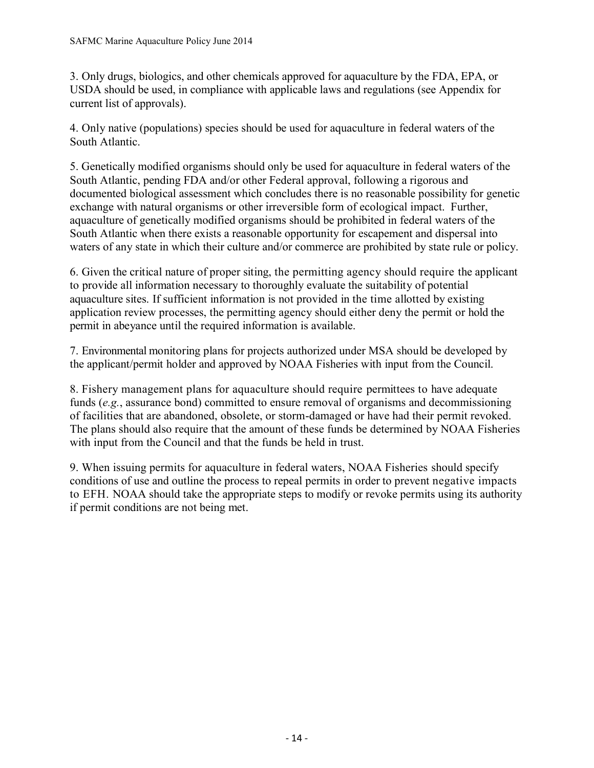3. Only drugs, biologics, and other chemicals approved for aquaculture by the FDA, EPA, or USDA should be used, in compliance with applicable laws and regulations (see Appendix for current list of approvals).

4. Only native (populations) species should be used for aquaculture in federal waters of the South Atlantic.

5. Genetically modified organisms should only be used for aquaculture in federal waters of the South Atlantic, pending FDA and/or other Federal approval, following a rigorous and documented biological assessment which concludes there is no reasonable possibility for genetic exchange with natural organisms or other irreversible form of ecological impact. Further, aquaculture of genetically modified organisms should be prohibited in federal waters of the South Atlantic when there exists a reasonable opportunity for escapement and dispersal into waters of any state in which their culture and/or commerce are prohibited by state rule or policy.

6. Given the critical nature of proper siting, the permitting agency should require the applicant to provide all information necessary to thoroughly evaluate the suitability of potential aquaculture sites. If sufficient information is not provided in the time allotted by existing application review processes, the permitting agency should either deny the permit or hold the permit in abeyance until the required information is available.

7. Environmental monitoring plans for projects authorized under MSA should be developed by the applicant/permit holder and approved by NOAA Fisheries with input from the Council.

8. Fishery management plans for aquaculture should require permittees to have adequate funds (*e.g.*, assurance bond) committed to ensure removal of organisms and decommissioning of facilities that are abandoned, obsolete, or storm-damaged or have had their permit revoked. The plans should also require that the amount of these funds be determined by NOAA Fisheries with input from the Council and that the funds be held in trust.

9. When issuing permits for aquaculture in federal waters, NOAA Fisheries should specify conditions of use and outline the process to repeal permits in order to prevent negative impacts to EFH. NOAA should take the appropriate steps to modify or revoke permits using its authority if permit conditions are not being met.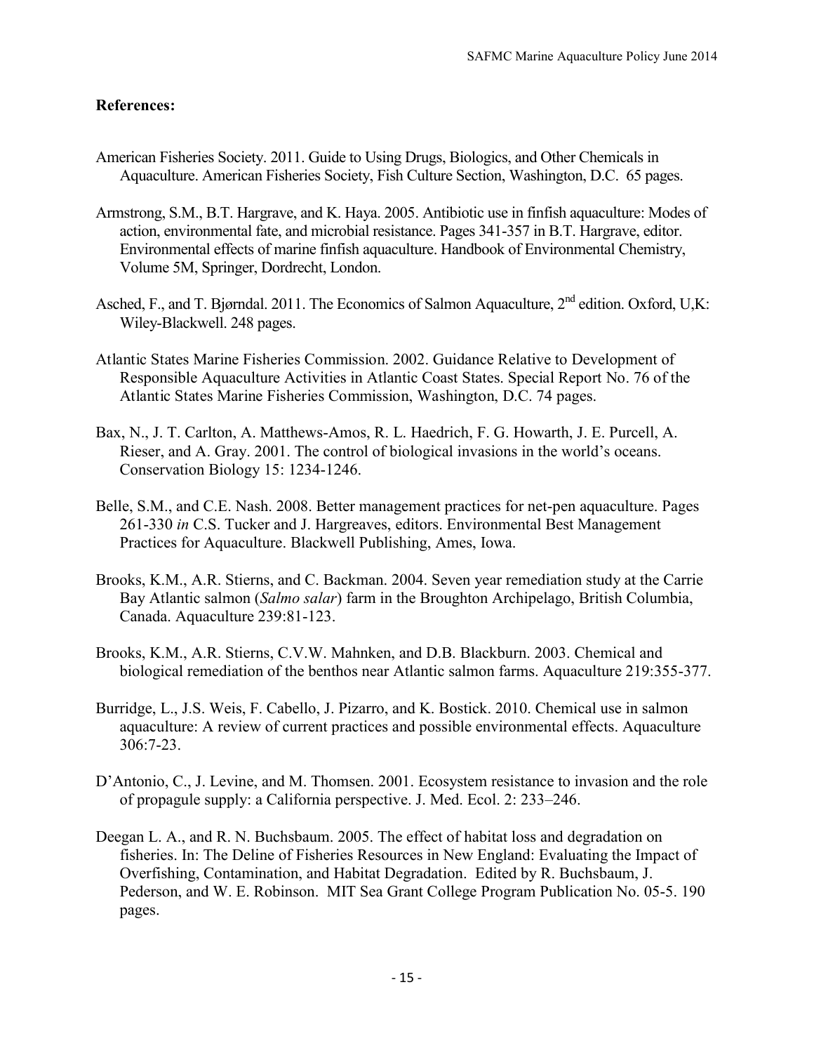**References:**

American Fisheries Society. 2011. Guide to Using Drugs, Biologics, and Other Chemicals in Aquaculture. American Fisheries Society, Fish Culture Section, Washington, D.C. 65 pages.

Armstrong, S.M., B.T. Hargrave, and K. Haya. 2005. Antibiotic use in finfish aquaculture: Modes of action, environmental fate, and microbial resistance. Pages 341-357 in B.T. Hargrave, editor. Environmental effects of marine finfish aquaculture. Handbook of Environmental Chemistry, Volume 5M, Springer, Dordrecht, London.

Asched, F., and T. Bjørndal. 2011. The Economics of Salmon Aquaculture, 2nd edition. Oxford, U,K: Wiley-Blackwell. 248 pages.

Atlantic States Marine Fisheries Commission. 2002. Guidance Relative to Development of Responsible Aquaculture Activities in Atlantic Coast States. Special Report No. 76 of the Atlantic States Marine Fisheries Commission, Washington, D.C. 74 pages.

Bax, N., J. T. Carlton, A. Matthews-Amos, R. L. Haedrich, F. G. Howarth, J. E. Purcell, A. Rieser, and A. Gray. 2001. The control of biological invasions in the world's oceans. Conservation Biology 15: 1234-1246.

Belle, S.M., and C.E. Nash. 2008. Better management practices for net-pen aquaculture. Pages 261-330 *in* C.S. Tucker and J. Hargreaves, editors. Environmental Best Management Practices for Aquaculture. Blackwell Publishing, Ames, Iowa.

Brooks, K.M., A.R. Stierns, and C. Backman. 2004. Seven year remediation study at the Carrie Bay Atlantic salmon (*Salmo salar*) farm in the Broughton Archipelago, British Columbia, Canada. Aquaculture 239:81-123.

Brooks, K.M., A.R. Stierns, C.V.W. Mahnken, and D.B. Blackburn. 2003. Chemical and biological remediation of the benthos near Atlantic salmon farms. Aquaculture 219:355-377.

Burridge, L., J.S. Weis, F. Cabello, J. Pizarro, and K. Bostick. 2010. Chemical use in salmon aquaculture: A review of current practices and possible environmental effects. Aquaculture 306:7-23.

D'Antonio, C., J. Levine, and M. Thomsen. 2001. Ecosystem resistance to invasion and the role of propagule supply: a California perspective. J. Med. Ecol. 2: 233–246.

Deegan L. A., and R. N. Buchsbaum. 2005. The effect of habitat loss and degradation on fisheries. In: The Deline of Fisheries Resources in New England: Evaluating the Impact of Overfishing, Contamination, and Habitat Degradation. Edited by R. Buchsbaum, J. Pederson, and W. E. Robinson. MIT Sea Grant College Program Publication No. 05-5. 190 pages.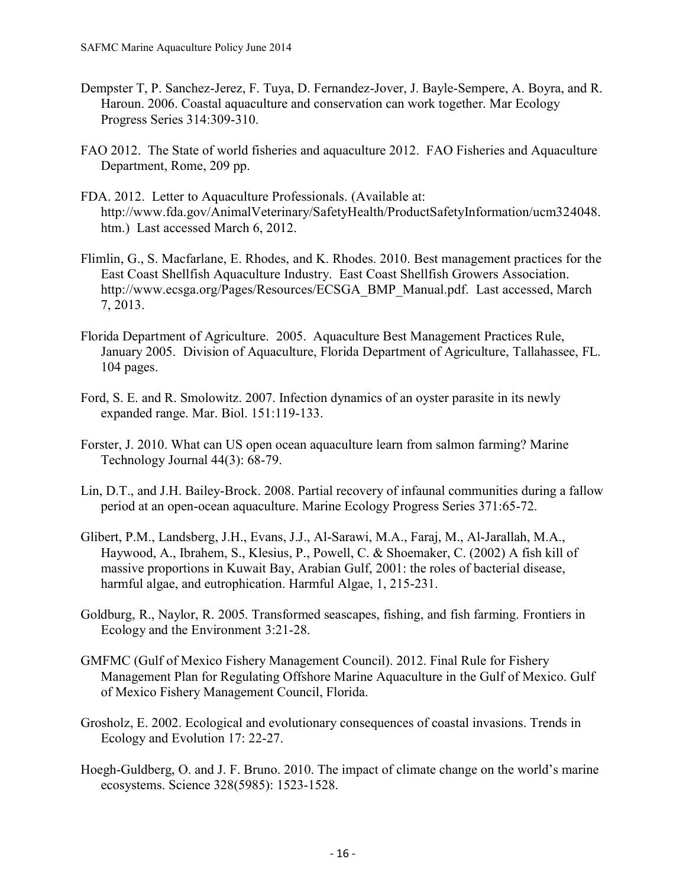Dempster T, P. Sanchez-Jerez, F. Tuya, D. Fernandez-Jover, J. Bayle-Sempere, A. Boyra, and R. Haroun. 2006. Coastal aquaculture and conservation can work together. Mar Ecology Progress Series 314:309-310.

FAO 2012. The State of world fisheries and aquaculture 2012. FAO Fisheries and Aquaculture Department, Rome, 209 pp.

FDA. 2012. Letter to Aquaculture Professionals. (Available at: http://www.fda.gov/AnimalVeterinary/SafetyHealth/ProductSafetyInformation/ucm324048.htm.) Last accessed March 6, 2012.

Flimlin, G., S. Macfarlane, E. Rhodes, and K. Rhodes. 2010. Best management practices for the East Coast Shellfish Aquaculture Industry. East Coast Shellfish Growers Association. http://www.ecsga.org/Pages/Resources/ECSGA_BMP_Manual.pdf. Last accessed, March 7, 2013.

Florida Department of Agriculture. 2005. Aquaculture Best Management Practices Rule, January 2005. Division of Aquaculture, Florida Department of Agriculture, Tallahassee, FL. 104 pages.

Ford, S. E. and R. Smolowitz. 2007. Infection dynamics of an oyster parasite in its newly expanded range. Mar. Biol. 151:119-133.

Forster, J. 2010. What can US open ocean aquaculture learn from salmon farming? Marine Technology Journal 44(3): 68-79.

Lin, D.T., and J.H. Bailey-Brock. 2008. Partial recovery of infaunal communities during a fallow period at an open-ocean aquaculture. Marine Ecology Progress Series 371:65-72.

Glibert, P.M., Landsberg, J.H., Evans, J.J., Al-Sarawi, M.A., Faraj, M., Al-Jarallah, M.A., Haywood, A., Ibrahem, S., Klesius, P., Powell, C. & Shoemaker, C. (2002) A fish kill of massive proportions in Kuwait Bay, Arabian Gulf, 2001: the roles of bacterial disease, harmful algae, and eutrophication. Harmful Algae, 1, 215-231.

Goldburg, R., Naylor, R. 2005. Transformed seascapes, fishing, and fish farming. Frontiers in Ecology and the Environment 3:21-28.

GMFMC (Gulf of Mexico Fishery Management Council). 2012. Final Rule for Fishery Management Plan for Regulating Offshore Marine Aquaculture in the Gulf of Mexico. Gulf of Mexico Fishery Management Council, Florida.

Grosholz, E. 2002. Ecological and evolutionary consequences of coastal invasions. Trends in Ecology and Evolution 17: 22-27.

Hoegh-Guldberg, O. and J. F. Bruno. 2010. The impact of climate change on the world's marine ecosystems. Science 328(5985): 1523-1528.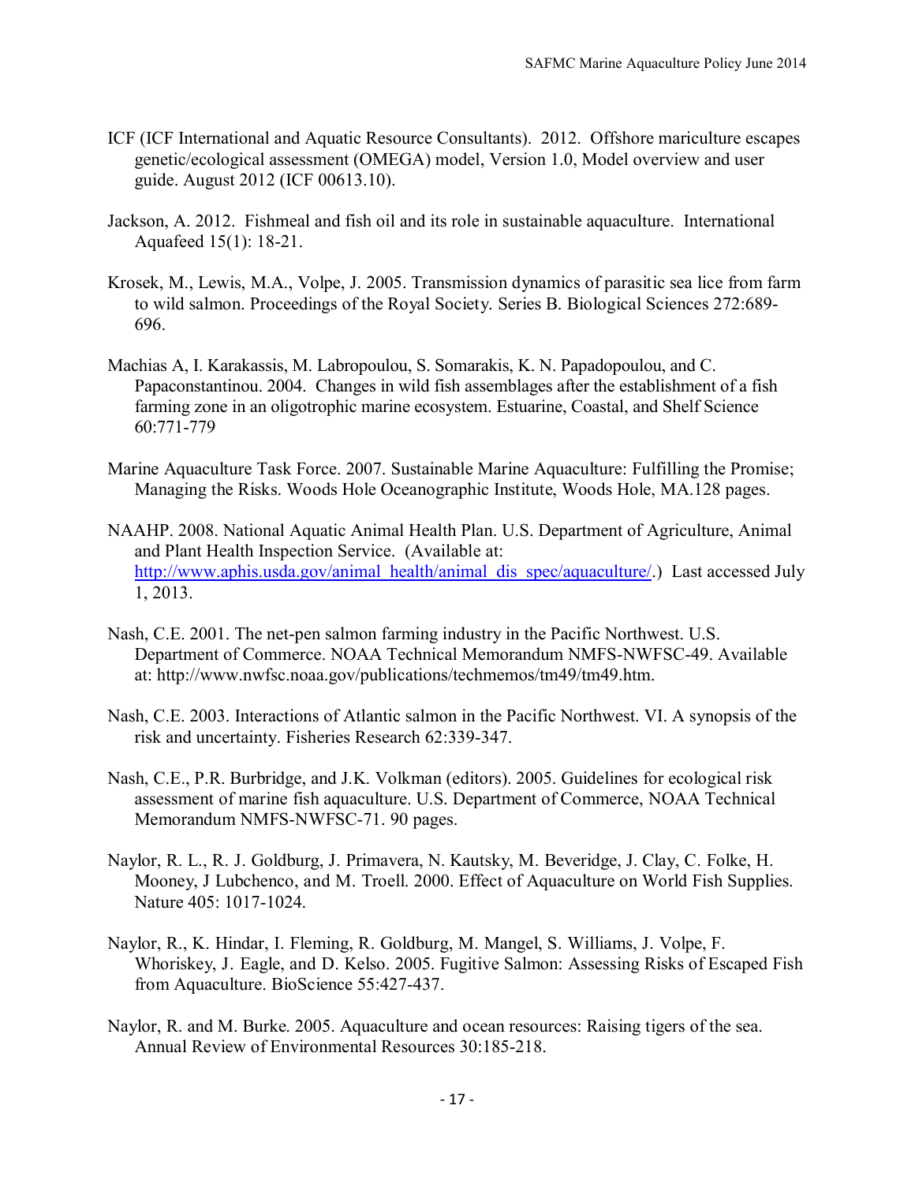ICF (ICF International and Aquatic Resource Consultants). 2012. Offshore mariculture escapes genetic/ecological assessment (OMEGA) model, Version 1.0, Model overview and user guide. August 2012 (ICF 00613.10).

Jackson, A. 2012. Fishmeal and fish oil and its role in sustainable aquaculture. International Aquafeed 15(1): 18-21.

Krosek, M., Lewis, M.A., Volpe, J. 2005. Transmission dynamics of parasitic sea lice from farm to wild salmon. Proceedings of the Royal Society. Series B. Biological Sciences 272:689-696.

Machias A, I. Karakassis, M. Labropoulou, S. Somarakis, K. N. Papadopoulou, and C. Papaconstantinou. 2004. Changes in wild fish assemblages after the establishment of a fish farming zone in an oligotrophic marine ecosystem. Estuarine, Coastal, and Shelf Science 60:771-779

Marine Aquaculture Task Force. 2007. Sustainable Marine Aquaculture: Fulfilling the Promise; Managing the Risks. Woods Hole Oceanographic Institute, Woods Hole, MA.128 pages.

NAAHP. 2008. National Aquatic Animal Health Plan. U.S. Department of Agriculture, Animal and Plant Health Inspection Service. (Available at: http://www.aphis.usda.gov/animal_health/animal_dis_spec/aquaculture/.) Last accessed July 1, 2013.

Nash, C.E. 2001. The net-pen salmon farming industry in the Pacific Northwest. U.S. Department of Commerce. NOAA Technical Memorandum NMFS-NWFSC-49. Available at: http://www.nwfsc.noaa.gov/publications/techmemos/tm49/tm49.htm.

Nash, C.E. 2003. Interactions of Atlantic salmon in the Pacific Northwest. VI. A synopsis of the risk and uncertainty. Fisheries Research 62:339-347.

Nash, C.E., P.R. Burbridge, and J.K. Volkman (editors). 2005. Guidelines for ecological risk assessment of marine fish aquaculture. U.S. Department of Commerce, NOAA Technical Memorandum NMFS-NWFSC-71. 90 pages.

Naylor, R. L., R. J. Goldburg, J. Primavera, N. Kautsky, M. Beveridge, J. Clay, C. Folke, H. Mooney, J Lubchenco, and M. Troell. 2000. Effect of Aquaculture on World Fish Supplies. Nature 405: 1017-1024.

Naylor, R., K. Hindar, I. Fleming, R. Goldburg, M. Mangel, S. Williams, J. Volpe, F. Whoriskey, J. Eagle, and D. Kelso. 2005. Fugitive Salmon: Assessing Risks of Escaped Fish from Aquaculture. BioScience 55:427-437.

Naylor, R. and M. Burke. 2005. Aquaculture and ocean resources: Raising tigers of the sea. Annual Review of Environmental Resources 30:185-218.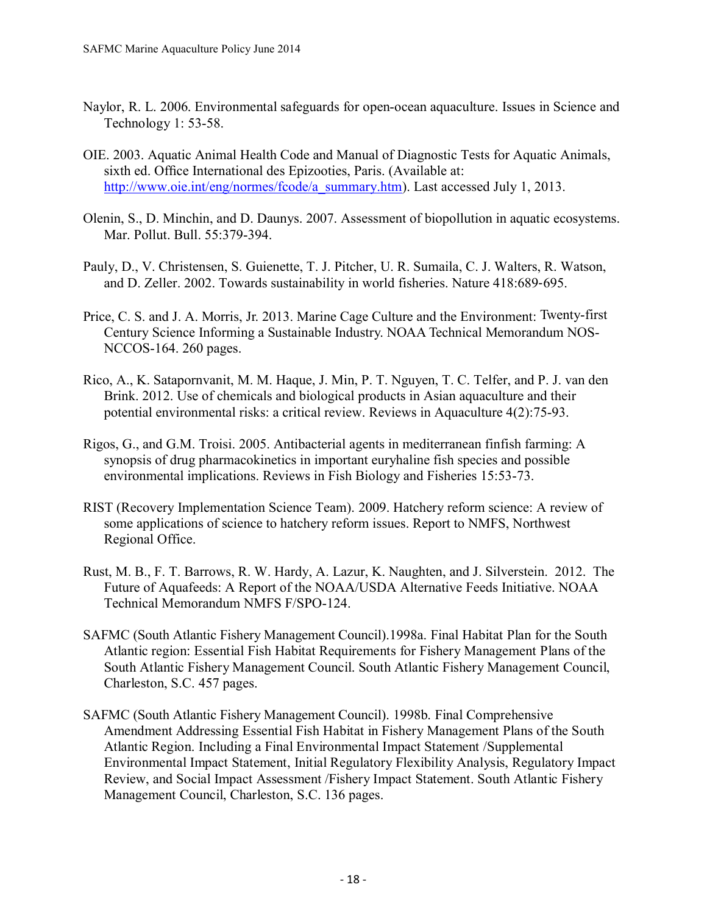Naylor, R. L. 2006. Environmental safeguards for open-ocean aquaculture. Issues in Science and Technology 1: 53-58.

OIE. 2003. Aquatic Animal Health Code and Manual of Diagnostic Tests for Aquatic Animals, sixth ed. Office International des Epizooties, Paris. (Available at: http://www.oie.int/eng/normes/fcode/a_summary.htm). Last accessed July 1, 2013.

Olenin, S., D. Minchin, and D. Daunys. 2007. Assessment of biopollution in aquatic ecosystems. Mar. Pollut. Bull. 55:379-394.

Pauly, D., V. Christensen, S. Guienette, T. J. Pitcher, U. R. Sumaila, C. J. Walters, R. Watson, and D. Zeller. 2002. Towards sustainability in world fisheries. Nature 418:689-695.

Price, C. S. and J. A. Morris, Jr. 2013. Marine Cage Culture and the Environment: Twenty-first Century Science Informing a Sustainable Industry. NOAA Technical Memorandum NOS-NCCOS-164. 260 pages.

Rico, A., K. Satapornvanit, M. M. Haque, J. Min, P. T. Nguyen, T. C. Telfer, and P. J. van den Brink. 2012. Use of chemicals and biological products in Asian aquaculture and their potential environmental risks: a critical review. Reviews in Aquaculture 4(2):75-93.

Rigos, G., and G.M. Troisi. 2005. Antibacterial agents in mediterranean finfish farming: A synopsis of drug pharmacokinetics in important euryhaline fish species and possible environmental implications. Reviews in Fish Biology and Fisheries 15:53-73.

RIST (Recovery Implementation Science Team). 2009. Hatchery reform science: A review of some applications of science to hatchery reform issues. Report to NMFS, Northwest Regional Office.

Rust, M. B., F. T. Barrows, R. W. Hardy, A. Lazur, K. Naughten, and J. Silverstein. 2012. The Future of Aquafeeds: A Report of the NOAA/USDA Alternative Feeds Initiative. NOAA Technical Memorandum NMFS F/SPO-124.

SAFMC (South Atlantic Fishery Management Council).1998a. Final Habitat Plan for the South Atlantic region: Essential Fish Habitat Requirements for Fishery Management Plans of the South Atlantic Fishery Management Council. South Atlantic Fishery Management Council, Charleston, S.C. 457 pages.

SAFMC (South Atlantic Fishery Management Council). 1998b. Final Comprehensive Amendment Addressing Essential Fish Habitat in Fishery Management Plans of the South Atlantic Region. Including a Final Environmental Impact Statement /Supplemental Environmental Impact Statement, Initial Regulatory Flexibility Analysis, Regulatory Impact Review, and Social Impact Assessment /Fishery Impact Statement. South Atlantic Fishery Management Council, Charleston, S.C. 136 pages.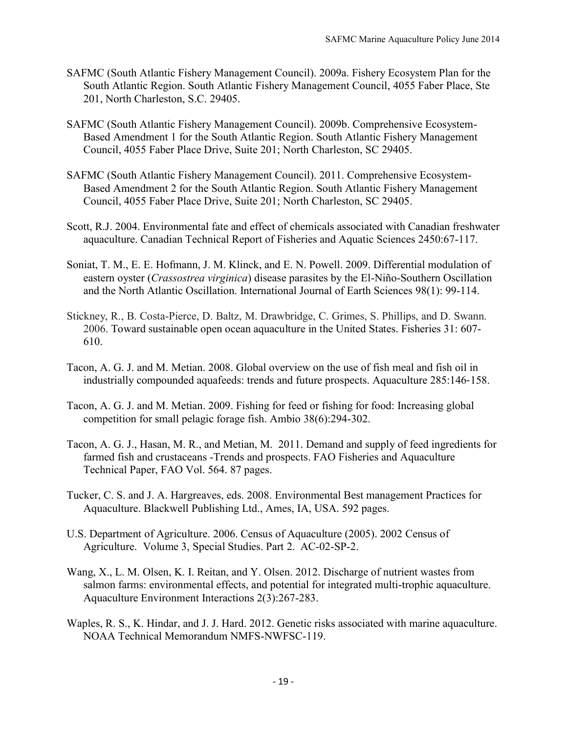SAFMC (South Atlantic Fishery Management Council). 2009a. Fishery Ecosystem Plan for the South Atlantic Region. South Atlantic Fishery Management Council, 4055 Faber Place, Ste 201, North Charleston, S.C. 29405.

SAFMC (South Atlantic Fishery Management Council). 2009b. Comprehensive Ecosystem-Based Amendment 1 for the South Atlantic Region. South Atlantic Fishery Management Council, 4055 Faber Place Drive, Suite 201; North Charleston, SC 29405.

SAFMC (South Atlantic Fishery Management Council). 2011. Comprehensive Ecosystem-Based Amendment 2 for the South Atlantic Region. South Atlantic Fishery Management Council, 4055 Faber Place Drive, Suite 201; North Charleston, SC 29405.

Scott, R.J. 2004. Environmental fate and effect of chemicals associated with Canadian freshwater aquaculture. Canadian Technical Report of Fisheries and Aquatic Sciences 2450:67-117.

Soniat, T. M., E. E. Hofmann, J. M. Klinck, and E. N. Powell. 2009. Differential modulation of eastern oyster (*Crassostrea virginica*) disease parasites by the El-Niño-Southern Oscillation and the North Atlantic Oscillation. International Journal of Earth Sciences 98(1): 99-114.

Stickney, R., B. Costa-Pierce, D. Baltz, M. Drawbridge, C. Grimes, S. Phillips, and D. Swann. 2006. Toward sustainable open ocean aquaculture in the United States. Fisheries 31: 607-610.

Tacon, A. G. J. and M. Metian. 2008. Global overview on the use of fish meal and fish oil in industrially compounded aquafeeds: trends and future prospects. Aquaculture 285:146-158.

Tacon, A. G. J. and M. Metian. 2009. Fishing for feed or fishing for food: Increasing global competition for small pelagic forage fish. Ambio 38(6):294-302.

Tacon, A. G. J., Hasan, M. R., and Metian, M. 2011. Demand and supply of feed ingredients for farmed fish and crustaceans -Trends and prospects. FAO Fisheries and Aquaculture Technical Paper, FAO Vol. 564. 87 pages.

Tucker, C. S. and J. A. Hargreaves, eds. 2008. Environmental Best management Practices for Aquaculture. Blackwell Publishing Ltd., Ames, IA, USA. 592 pages.

U.S. Department of Agriculture. 2006. Census of Aquaculture (2005). 2002 Census of Agriculture. Volume 3, Special Studies. Part 2. AC-02-SP-2.

Wang, X., L. M. Olsen, K. I. Reitan, and Y. Olsen. 2012. Discharge of nutrient wastes from salmon farms: environmental effects, and potential for integrated multi-trophic aquaculture. Aquaculture Environment Interactions 2(3):267-283.

Waples, R. S., K. Hindar, and J. J. Hard. 2012. Genetic risks associated with marine aquaculture. NOAA Technical Memorandum NMFS-NWFSC-119.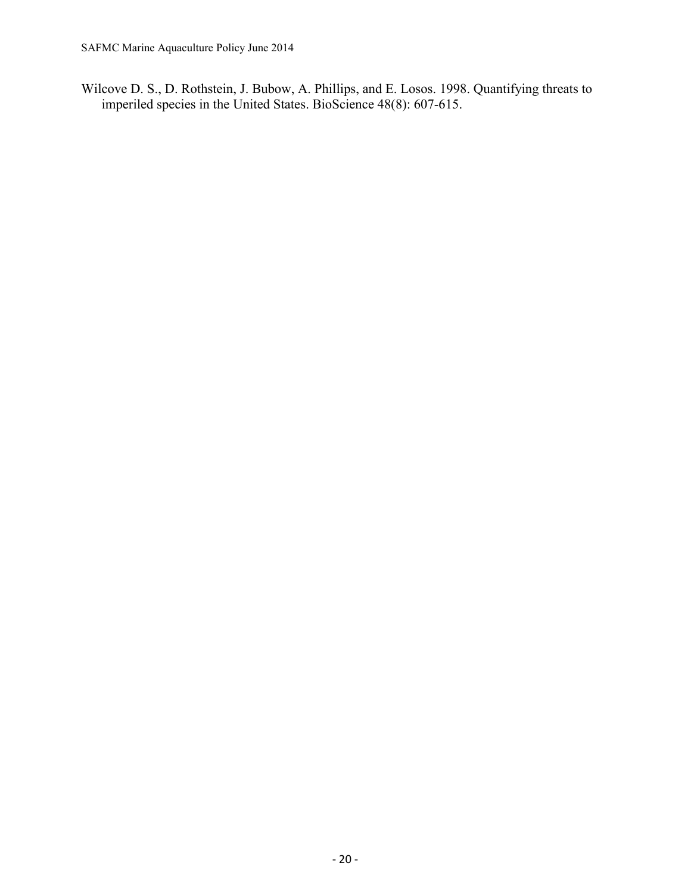Wilcove D. S., D. Rothstein, J. Bubow, A. Phillips, and E. Losos. 1998. Quantifying threats to imperiled species in the United States. BioScience 48(8): 607-615.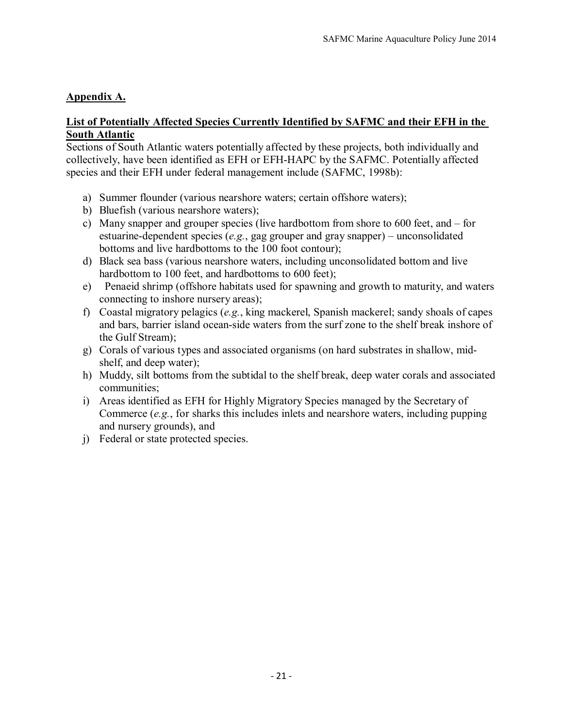## Appendix A.

**List of Potentially Affected Species Currently Identified by SAFMC and their EFH in the South Atlantic**

Sections of South Atlantic waters potentially affected by these projects, both individually and collectively, have been identified as EFH or EFH-HAPC by the SAFMC. Potentially affected species and their EFH under federal management include (SAFMC, 1998b):

a) Summer flounder (various nearshore waters; certain offshore waters);
b) Bluefish (various nearshore waters);
c) Many snapper and grouper species (live hardbottom from shore to 600 feet, and – for estuarine-dependent species (*e.g.*, gag grouper and gray snapper) – unconsolidated bottoms and live hardbottoms to the 100 foot contour);
d) Black sea bass (various nearshore waters, including unconsolidated bottom and live hardbottom to 100 feet, and hardbottoms to 600 feet);
e) Penaeid shrimp (offshore habitats used for spawning and growth to maturity, and waters connecting to inshore nursery areas);
f) Coastal migratory pelagics (*e.g.*, king mackerel, Spanish mackerel; sandy shoals of capes and bars, barrier island ocean-side waters from the surf zone to the shelf break inshore of the Gulf Stream);
g) Corals of various types and associated organisms (on hard substrates in shallow, mid-shelf, and deep water);
h) Muddy, silt bottoms from the subtidal to the shelf break, deep water corals and associated communities;
i) Areas identified as EFH for Highly Migratory Species managed by the Secretary of Commerce (*e.g.*, for sharks this includes inlets and nearshore waters, including pupping and nursery grounds), and
j) Federal or state protected species.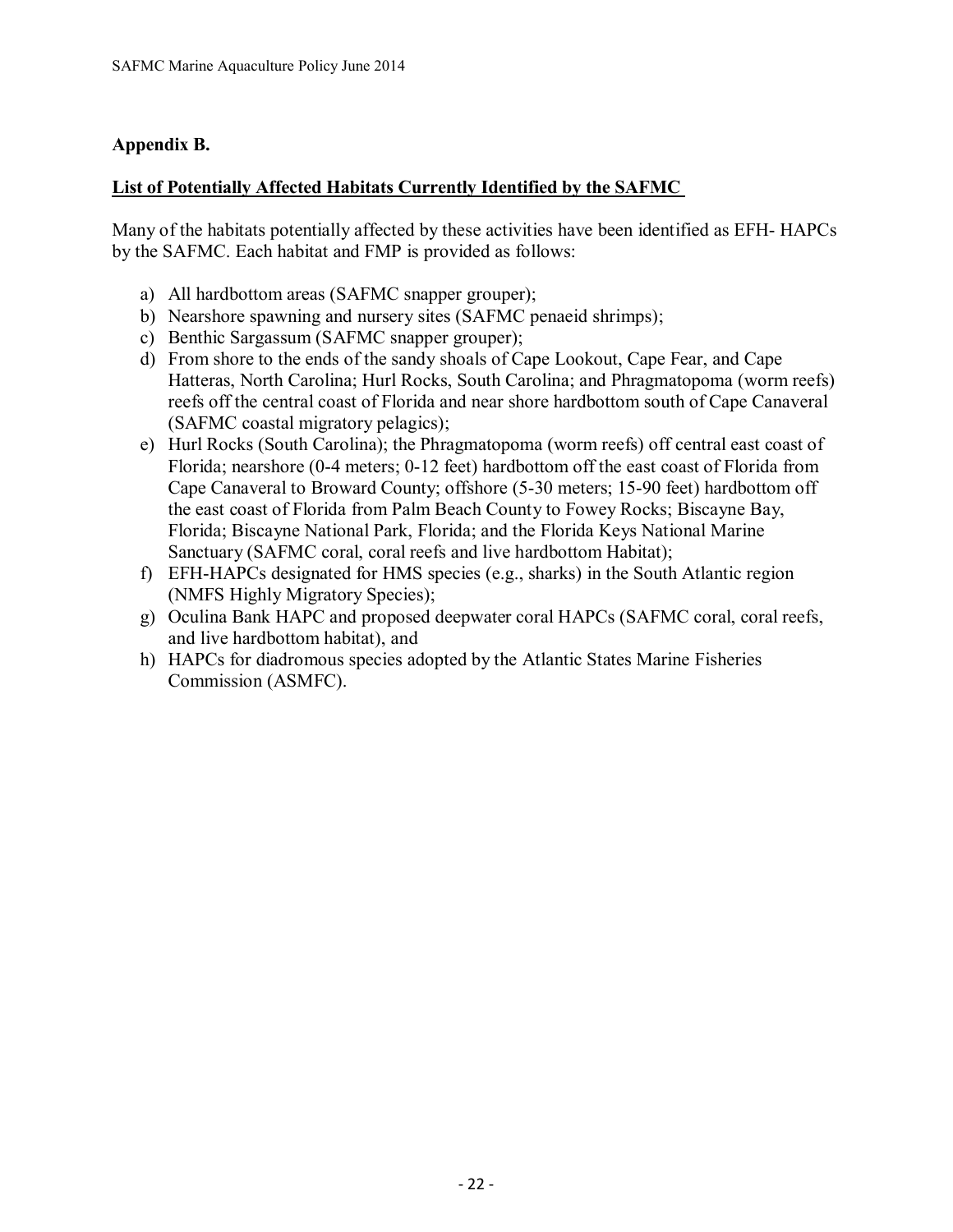## Appendix B.

**List of Potentially Affected Habitats Currently Identified by the SAFMC**

Many of the habitats potentially affected by these activities have been identified as EFH- HAPCs by the SAFMC. Each habitat and FMP is provided as follows:

a) All hardbottom areas (SAFMC snapper grouper);
b) Nearshore spawning and nursery sites (SAFMC penaeid shrimps);
c) Benthic Sargassum (SAFMC snapper grouper);
d) From shore to the ends of the sandy shoals of Cape Lookout, Cape Fear, and Cape Hatteras, North Carolina; Hurl Rocks, South Carolina; and Phragmatopoma (worm reefs) reefs off the central coast of Florida and near shore hardbottom south of Cape Canaveral (SAFMC coastal migratory pelagics);
e) Hurl Rocks (South Carolina); the Phragmatopoma (worm reefs) off central east coast of Florida; nearshore (0-4 meters; 0-12 feet) hardbottom off the east coast of Florida from Cape Canaveral to Broward County; offshore (5-30 meters; 15-90 feet) hardbottom off the east coast of Florida from Palm Beach County to Fowey Rocks; Biscayne Bay, Florida; Biscayne National Park, Florida; and the Florida Keys National Marine Sanctuary (SAFMC coral, coral reefs and live hardbottom Habitat);
f) EFH-HAPCs designated for HMS species (e.g., sharks) in the South Atlantic region (NMFS Highly Migratory Species);
g) Oculina Bank HAPC and proposed deepwater coral HAPCs (SAFMC coral, coral reefs, and live hardbottom habitat), and
h) HAPCs for diadromous species adopted by the Atlantic States Marine Fisheries Commission (ASMFC).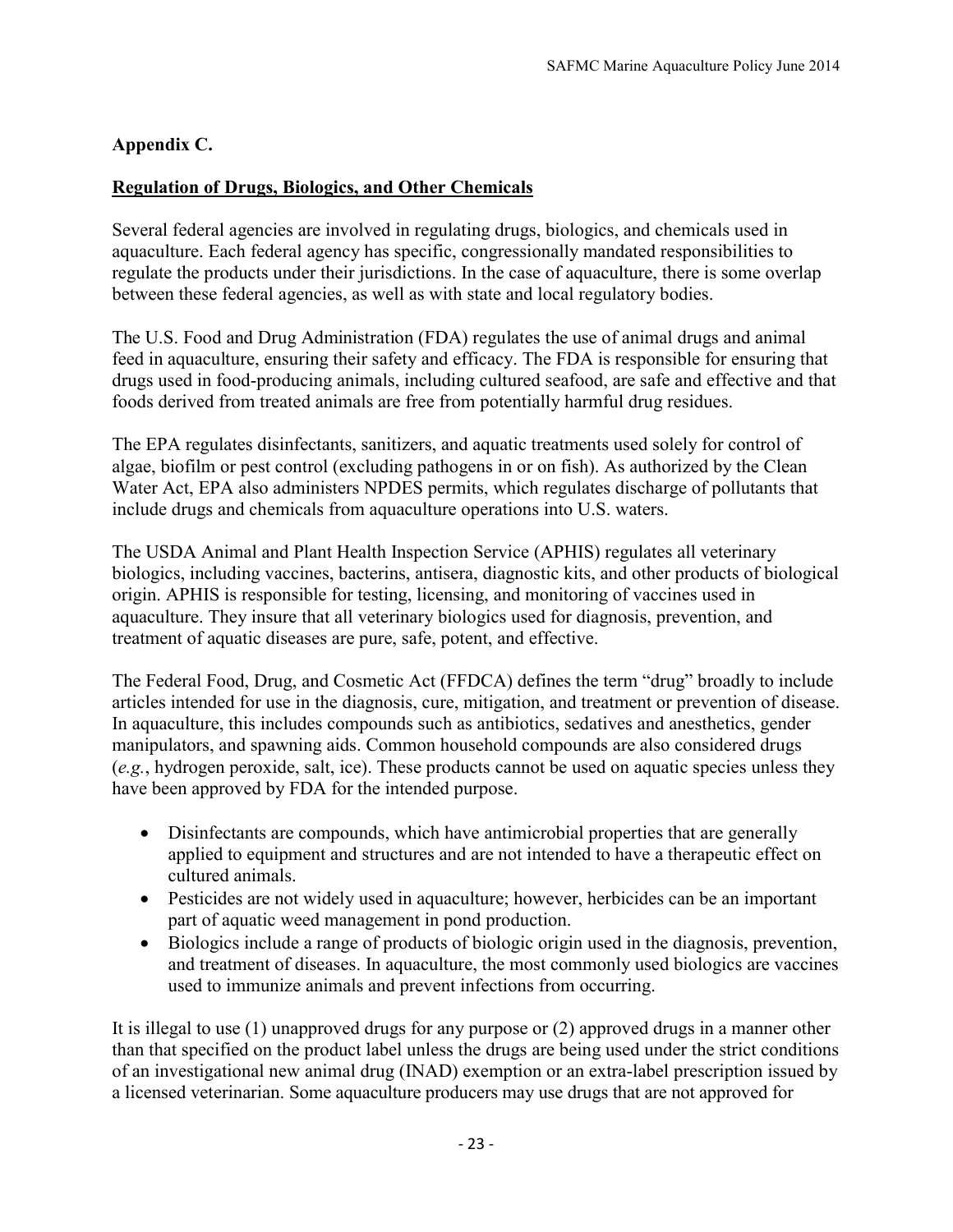## Appendix C.

### Regulation of Drugs, Biologics, and Other Chemicals

Several federal agencies are involved in regulating drugs, biologics, and chemicals used in aquaculture. Each federal agency has specific, congressionally mandated responsibilities to regulate the products under their jurisdictions. In the case of aquaculture, there is some overlap between these federal agencies, as well as with state and local regulatory bodies.

The U.S. Food and Drug Administration (FDA) regulates the use of animal drugs and animal feed in aquaculture, ensuring their safety and efficacy. The FDA is responsible for ensuring that drugs used in food-producing animals, including cultured seafood, are safe and effective and that foods derived from treated animals are free from potentially harmful drug residues.

The EPA regulates disinfectants, sanitizers, and aquatic treatments used solely for control of algae, biofilm or pest control (excluding pathogens in or on fish). As authorized by the Clean Water Act, EPA also administers NPDES permits, which regulates discharge of pollutants that include drugs and chemicals from aquaculture operations into U.S. waters.

The USDA Animal and Plant Health Inspection Service (APHIS) regulates all veterinary biologics, including vaccines, bacterins, antisera, diagnostic kits, and other products of biological origin. APHIS is responsible for testing, licensing, and monitoring of vaccines used in aquaculture. They insure that all veterinary biologics used for diagnosis, prevention, and treatment of aquatic diseases are pure, safe, potent, and effective.

The Federal Food, Drug, and Cosmetic Act (FFDCA) defines the term "drug" broadly to include articles intended for use in the diagnosis, cure, mitigation, and treatment or prevention of disease. In aquaculture, this includes compounds such as antibiotics, sedatives and anesthetics, gender manipulators, and spawning aids. Common household compounds are also considered drugs (*e.g.*, hydrogen peroxide, salt, ice). These products cannot be used on aquatic species unless they have been approved by FDA for the intended purpose.

- Disinfectants are compounds, which have antimicrobial properties that are generally applied to equipment and structures and are not intended to have a therapeutic effect on cultured animals.
- Pesticides are not widely used in aquaculture; however, herbicides can be an important part of aquatic weed management in pond production.
- Biologics include a range of products of biologic origin used in the diagnosis, prevention, and treatment of diseases. In aquaculture, the most commonly used biologics are vaccines used to immunize animals and prevent infections from occurring.

It is illegal to use (1) unapproved drugs for any purpose or (2) approved drugs in a manner other than that specified on the product label unless the drugs are being used under the strict conditions of an investigational new animal drug (INAD) exemption or an extra-label prescription issued by a licensed veterinarian. Some aquaculture producers may use drugs that are not approved for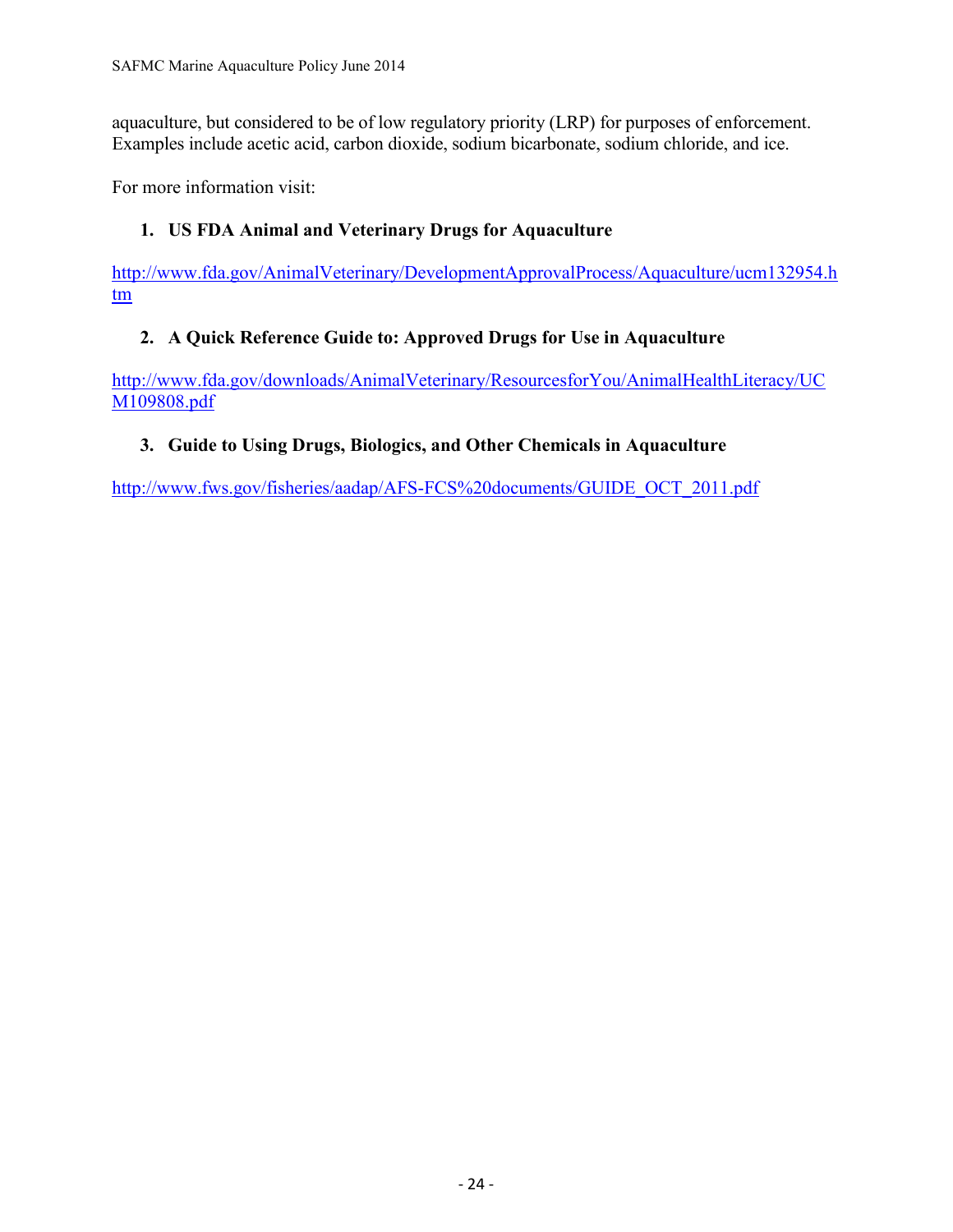aquaculture, but considered to be of low regulatory priority (LRP) for purposes of enforcement. Examples include acetic acid, carbon dioxide, sodium bicarbonate, sodium chloride, and ice.

For more information visit:

1. **US FDA Animal and Veterinary Drugs for Aquaculture**

http://www.fda.gov/AnimalVeterinary/DevelopmentApprovalProcess/Aquaculture/ucm132954.htm

2. **A Quick Reference Guide to: Approved Drugs for Use in Aquaculture**

http://www.fda.gov/downloads/AnimalVeterinary/ResourcesforYou/AnimalHealthLiteracy/UCM109808.pdf

3. **Guide to Using Drugs, Biologics, and Other Chemicals in Aquaculture**

http://www.fws.gov/fisheries/aadap/AFS-FCS%20documents/GUIDE_OCT_2011.pdf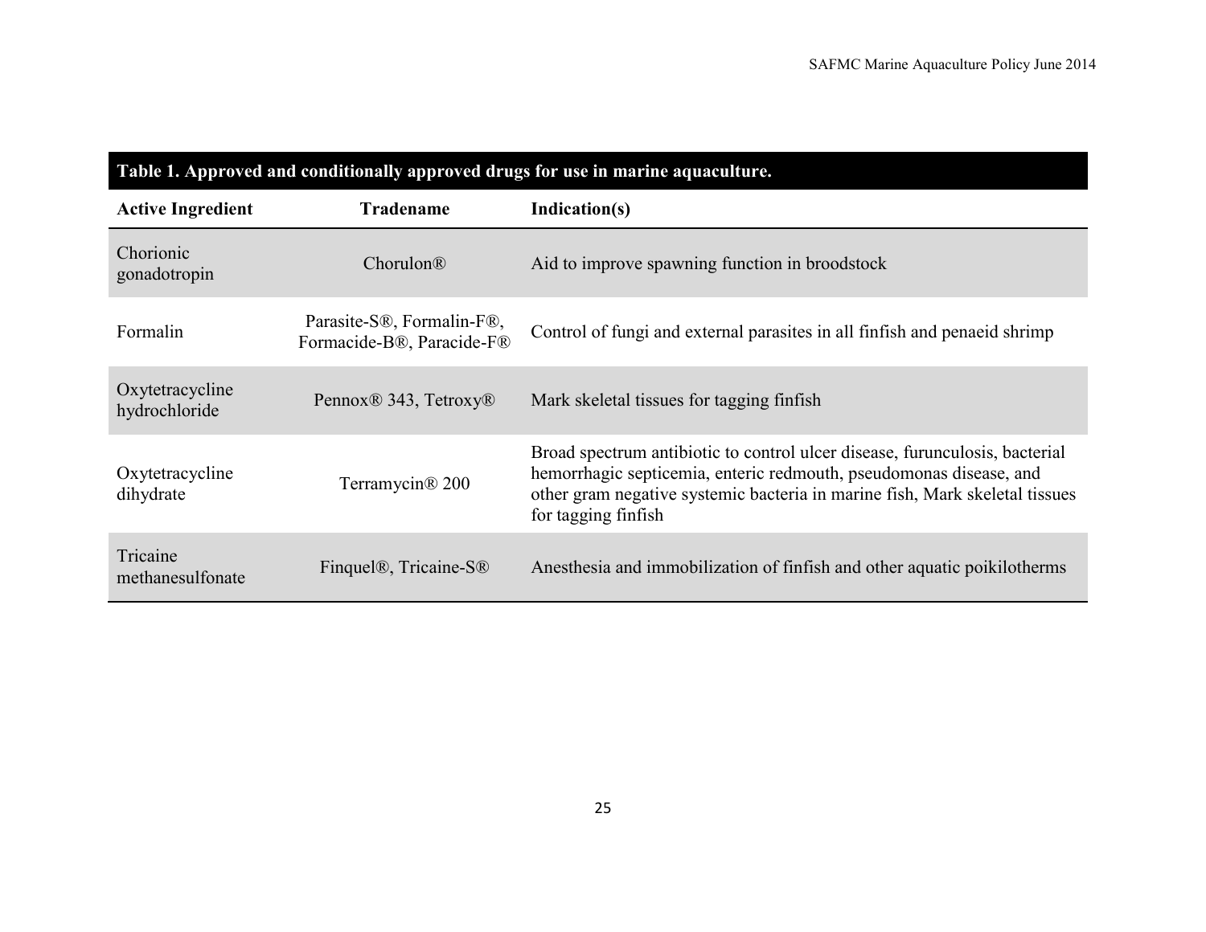**Table 1. Approved and conditionally approved drugs for use in marine aquaculture.**

| Active Ingredient | Tradename | Indication(s) |
|---|---|---|
| Chorionic gonadotropin | Chorulon® | Aid to improve spawning function in broodstock |
| Formalin | Parasite-S®, Formalin-F®, Formacide-B®, Paracide-F® | Control of fungi and external parasites in all finfish and penaeid shrimp |
| Oxytetracycline hydrochloride | Pennox® 343, Tetroxy® | Mark skeletal tissues for tagging finfish |
| Oxytetracycline dihydrate | Terramycin® 200 | Broad spectrum antibiotic to control ulcer disease, furunculosis, bacterial hemorrhagic septicemia, enteric redmouth, pseudomonas disease, and other gram negative systemic bacteria in marine fish, Mark skeletal tissues for tagging finfish |
| Tricaine methanesulfonate | Finquel®, Tricaine-S® | Anesthesia and immobilization of finfish and other aquatic poikilotherms |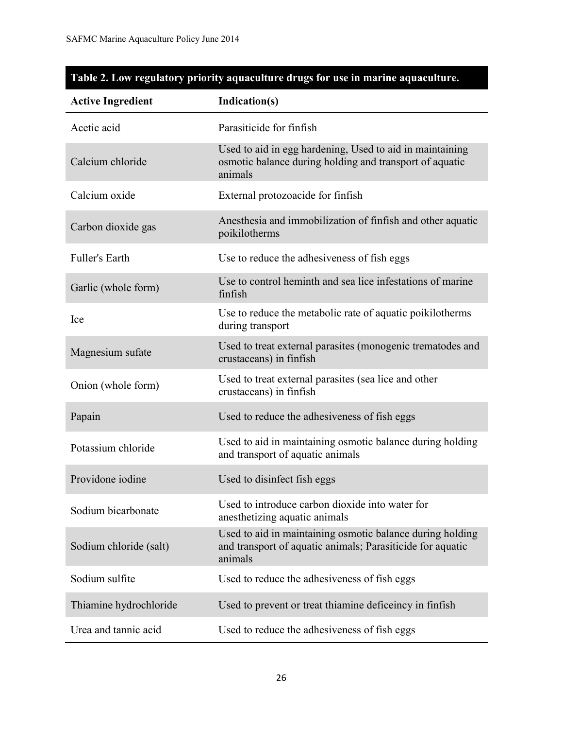**Table 2. Low regulatory priority aquaculture drugs for use in marine aquaculture.**

| Active Ingredient | Indication(s) |
|---|---|
| Acetic acid | Parasiticide for finfish |
| Calcium chloride | Used to aid in egg hardening, Used to aid in maintaining osmotic balance during holding and transport of aquatic animals |
| Calcium oxide | External protozoacide for finfish |
| Carbon dioxide gas | Anesthesia and immobilization of finfish and other aquatic poikilotherms |
| Fuller's Earth | Use to reduce the adhesiveness of fish eggs |
| Garlic (whole form) | Use to control heminth and sea lice infestations of marine finfish |
| Ice | Use to reduce the metabolic rate of aquatic poikilotherms during transport |
| Magnesium sufate | Used to treat external parasites (monogenic trematodes and crustaceans) in finfish |
| Onion (whole form) | Used to treat external parasites (sea lice and other crustaceans) in finfish |
| Papain | Used to reduce the adhesiveness of fish eggs |
| Potassium chloride | Used to aid in maintaining osmotic balance during holding and transport of aquatic animals |
| Providone iodine | Used to disinfect fish eggs |
| Sodium bicarbonate | Used to introduce carbon dioxide into water for anesthetizing aquatic animals |
| Sodium chloride (salt) | Used to aid in maintaining osmotic balance during holding and transport of aquatic animals; Parasiticide for aquatic animals |
| Sodium sulfite | Used to reduce the adhesiveness of fish eggs |
| Thiamine hydrochloride | Used to prevent or treat thiamine deficeincy in finfish |
| Urea and tannic acid | Used to reduce the adhesiveness of fish eggs |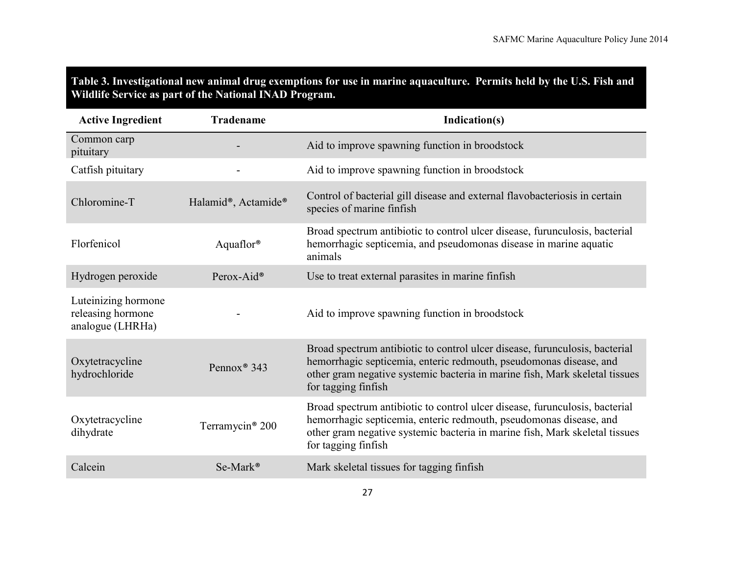**Table 3. Investigational new animal drug exemptions for use in marine aquaculture. Permits held by the U.S. Fish and Wildlife Service as part of the National INAD Program.**

| Active Ingredient | Tradename | Indication(s) |
|---|---|---|
| Common carp pituitary | - | Aid to improve spawning function in broodstock |
| Catfish pituitary | - | Aid to improve spawning function in broodstock |
| Chloromine-T | Halamid®, Actamide® | Control of bacterial gill disease and external flavobacteriosis in certain species of marine finfish |
| Florfenicol | Aquaflor® | Broad spectrum antibiotic to control ulcer disease, furunculosis, bacterial hemorrhagic septicemia, and pseudomonas disease in marine aquatic animals |
| Hydrogen peroxide | Perox-Aid® | Use to treat external parasites in marine finfish |
| Luteinizing hormone releasing hormone analogue (LHRHa) | - | Aid to improve spawning function in broodstock |
| Oxytetracycline hydrochloride | Pennox® 343 | Broad spectrum antibiotic to control ulcer disease, furunculosis, bacterial hemorrhagic septicemia, enteric redmouth, pseudomonas disease, and other gram negative systemic bacteria in marine fish, Mark skeletal tissues for tagging finfish |
| Oxytetracycline dihydrate | Terramycin® 200 | Broad spectrum antibiotic to control ulcer disease, furunculosis, bacterial hemorrhagic septicemia, enteric redmouth, pseudomonas disease, and other gram negative systemic bacteria in marine fish, Mark skeletal tissues for tagging finfish |
| Calcein | Se-Mark® | Mark skeletal tissues for tagging finfish |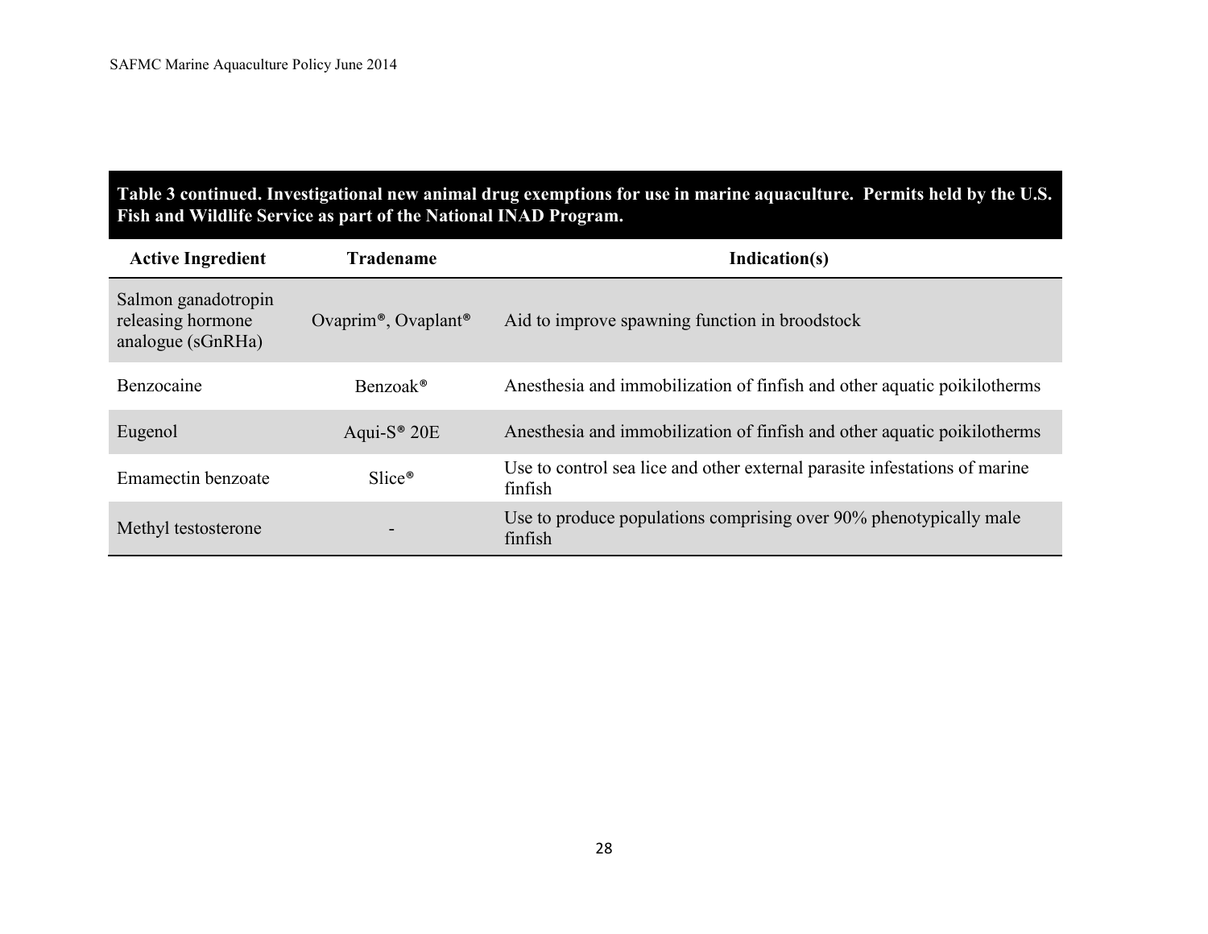**Table 3 continued. Investigational new animal drug exemptions for use in marine aquaculture. Permits held by the U.S. Fish and Wildlife Service as part of the National INAD Program.**

| Active Ingredient | Tradename | Indication(s) |
|---|---|---|
| Salmon ganadotropin releasing hormone analogue (sGnRHa) | Ovaprim®, Ovaplant® | Aid to improve spawning function in broodstock |
| Benzocaine | Benzoak® | Anesthesia and immobilization of finfish and other aquatic poikilotherms |
| Eugenol | Aqui-S® 20E | Anesthesia and immobilization of finfish and other aquatic poikilotherms |
| Emamectin benzoate | Slice® | Use to control sea lice and other external parasite infestations of marine finfish |
| Methyl testosterone | - | Use to produce populations comprising over 90% phenotypically male finfish |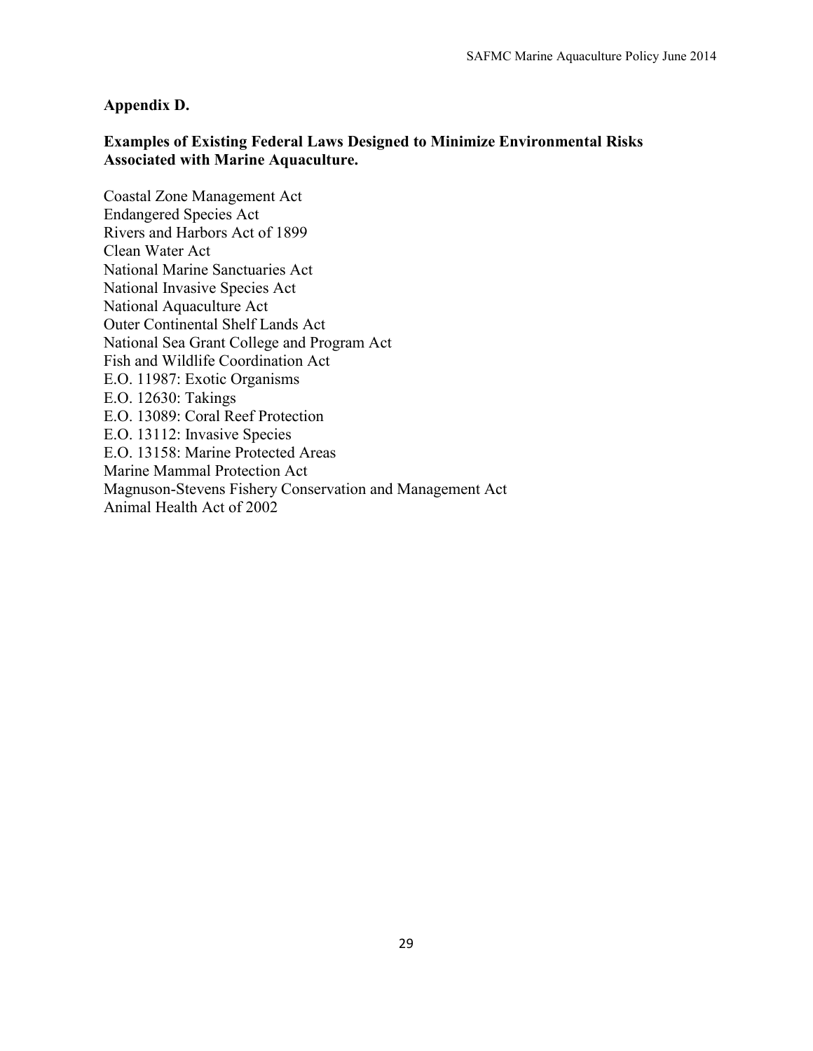## Appendix D.

### Examples of Existing Federal Laws Designed to Minimize Environmental Risks Associated with Marine Aquaculture.

Coastal Zone Management Act
Endangered Species Act
Rivers and Harbors Act of 1899
Clean Water Act
National Marine Sanctuaries Act
National Invasive Species Act
National Aquaculture Act
Outer Continental Shelf Lands Act
National Sea Grant College and Program Act
Fish and Wildlife Coordination Act
E.O. 11987: Exotic Organisms
E.O. 12630: Takings
E.O. 13089: Coral Reef Protection
E.O. 13112: Invasive Species
E.O. 13158: Marine Protected Areas
Marine Mammal Protection Act
Magnuson-Stevens Fishery Conservation and Management Act
Animal Health Act of 2002